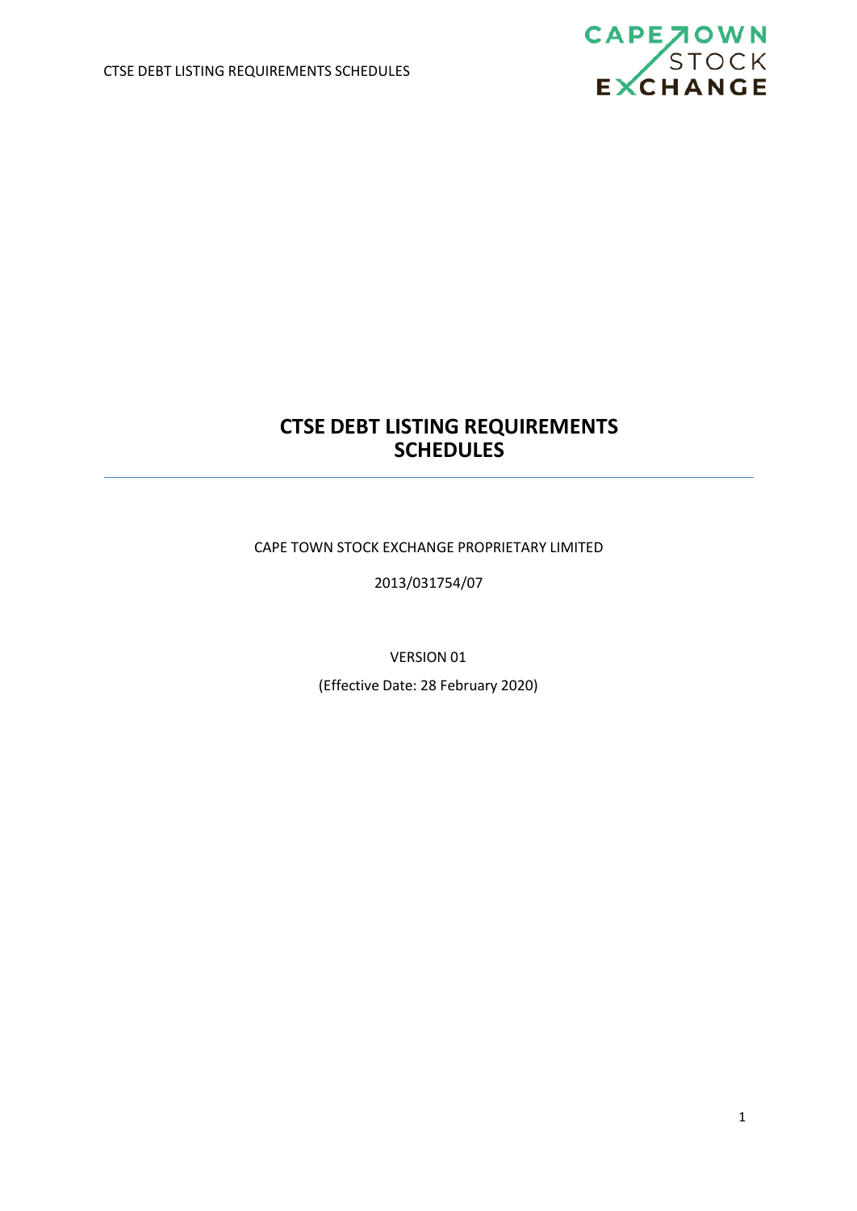# CTSE DEBT LISTING REQUIREMENTS SCHEDULES

CAPE TOWN STOCK EXCHANGE PROPRIETARY LIMITED

2013/031754/07

VERSION 01

(Effective Date: 28 February 2020)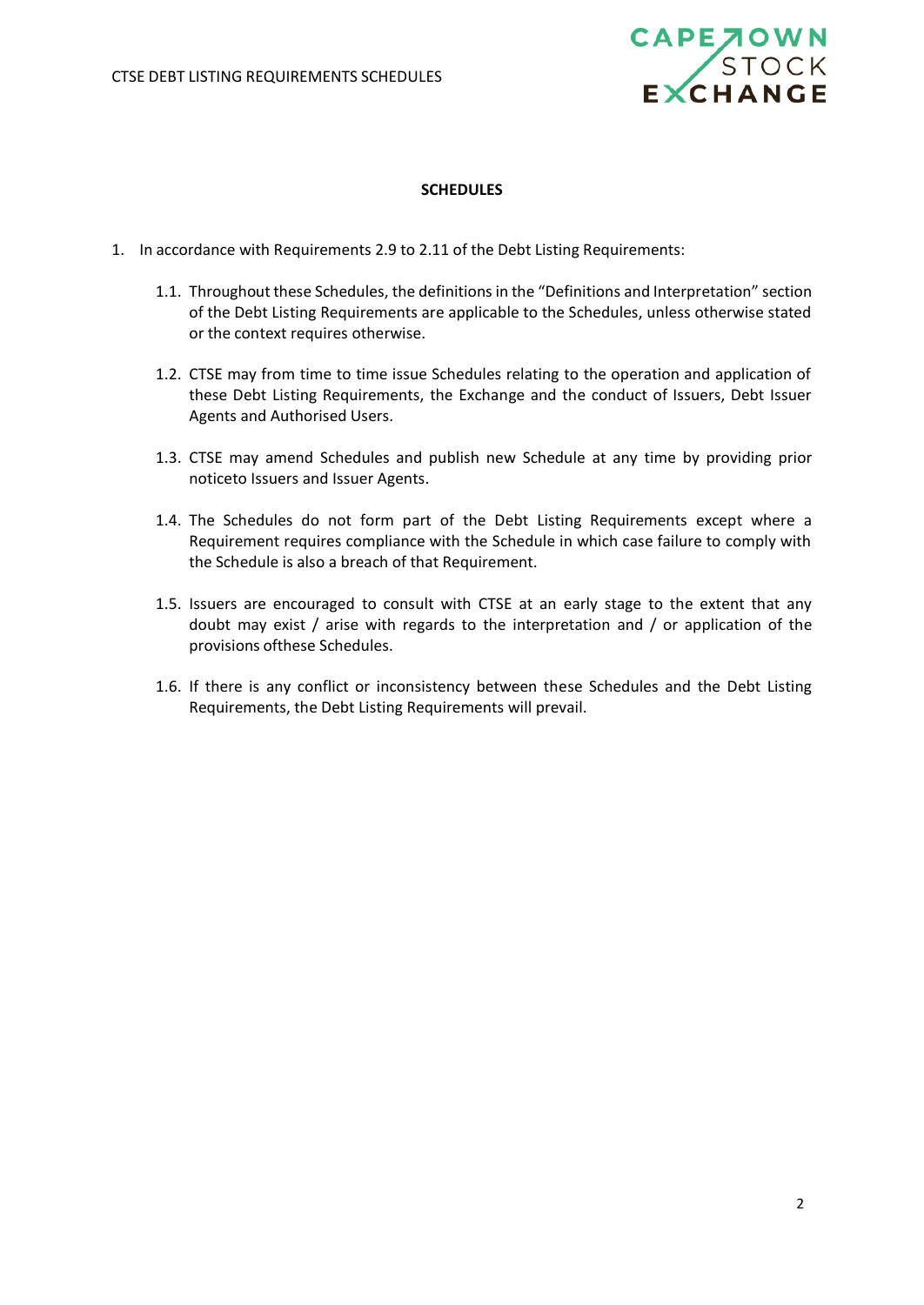## SCHEDULES

1. In accordance with Requirements 2.9 to 2.11 of the Debt Listing Requirements:

   1.1. Throughout these Schedules, the definitions in the "Definitions and Interpretation" section of the Debt Listing Requirements are applicable to the Schedules, unless otherwise stated or the context requires otherwise.

   1.2. CTSE may from time to time issue Schedules relating to the operation and application of these Debt Listing Requirements, the Exchange and the conduct of Issuers, Debt Issuer Agents and Authorised Users.

   1.3. CTSE may amend Schedules and publish new Schedule at any time by providing prior noticeto Issuers and Issuer Agents.

   1.4. The Schedules do not form part of the Debt Listing Requirements except where a Requirement requires compliance with the Schedule in which case failure to comply with the Schedule is also a breach of that Requirement.

   1.5. Issuers are encouraged to consult with CTSE at an early stage to the extent that any doubt may exist / arise with regards to the interpretation and / or application of the provisions ofthese Schedules.

   1.6. If there is any conflict or inconsistency between these Schedules and the Debt Listing Requirements, the Debt Listing Requirements will prevail.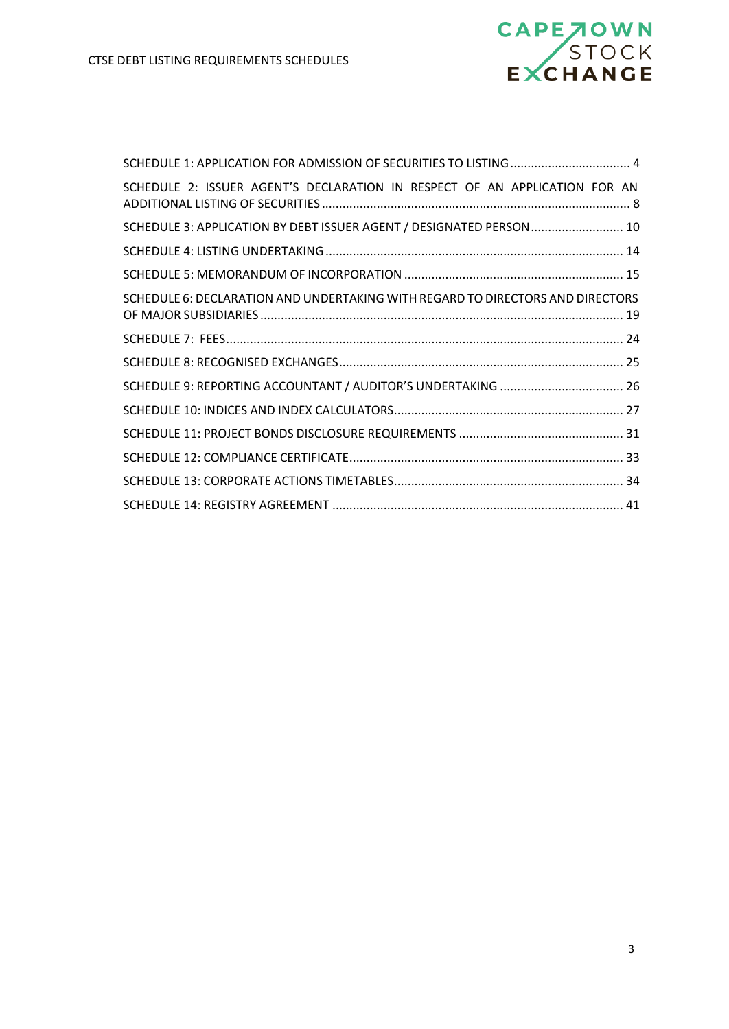SCHEDULE 1: APPLICATION FOR ADMISSION OF SECURITIES TO LISTING ... 4

SCHEDULE 2: ISSUER AGENT'S DECLARATION IN RESPECT OF AN APPLICATION FOR AN ADDITIONAL LISTING OF SECURITIES ... 8

SCHEDULE 3: APPLICATION BY DEBT ISSUER AGENT / DESIGNATED PERSON ... 10

SCHEDULE 4: LISTING UNDERTAKING ... 14

SCHEDULE 5: MEMORANDUM OF INCORPORATION ... 15

SCHEDULE 6: DECLARATION AND UNDERTAKING WITH REGARD TO DIRECTORS AND DIRECTORS OF MAJOR SUBSIDIARIES ... 19

SCHEDULE 7: FEES ... 24

SCHEDULE 8: RECOGNISED EXCHANGES ... 25

SCHEDULE 9: REPORTING ACCOUNTANT / AUDITOR'S UNDERTAKING ... 26

SCHEDULE 10: INDICES AND INDEX CALCULATORS ... 27

SCHEDULE 11: PROJECT BONDS DISCLOSURE REQUIREMENTS ... 31

SCHEDULE 12: COMPLIANCE CERTIFICATE ... 33

SCHEDULE 13: CORPORATE ACTIONS TIMETABLES ... 34

SCHEDULE 14: REGISTRY AGREEMENT ... 41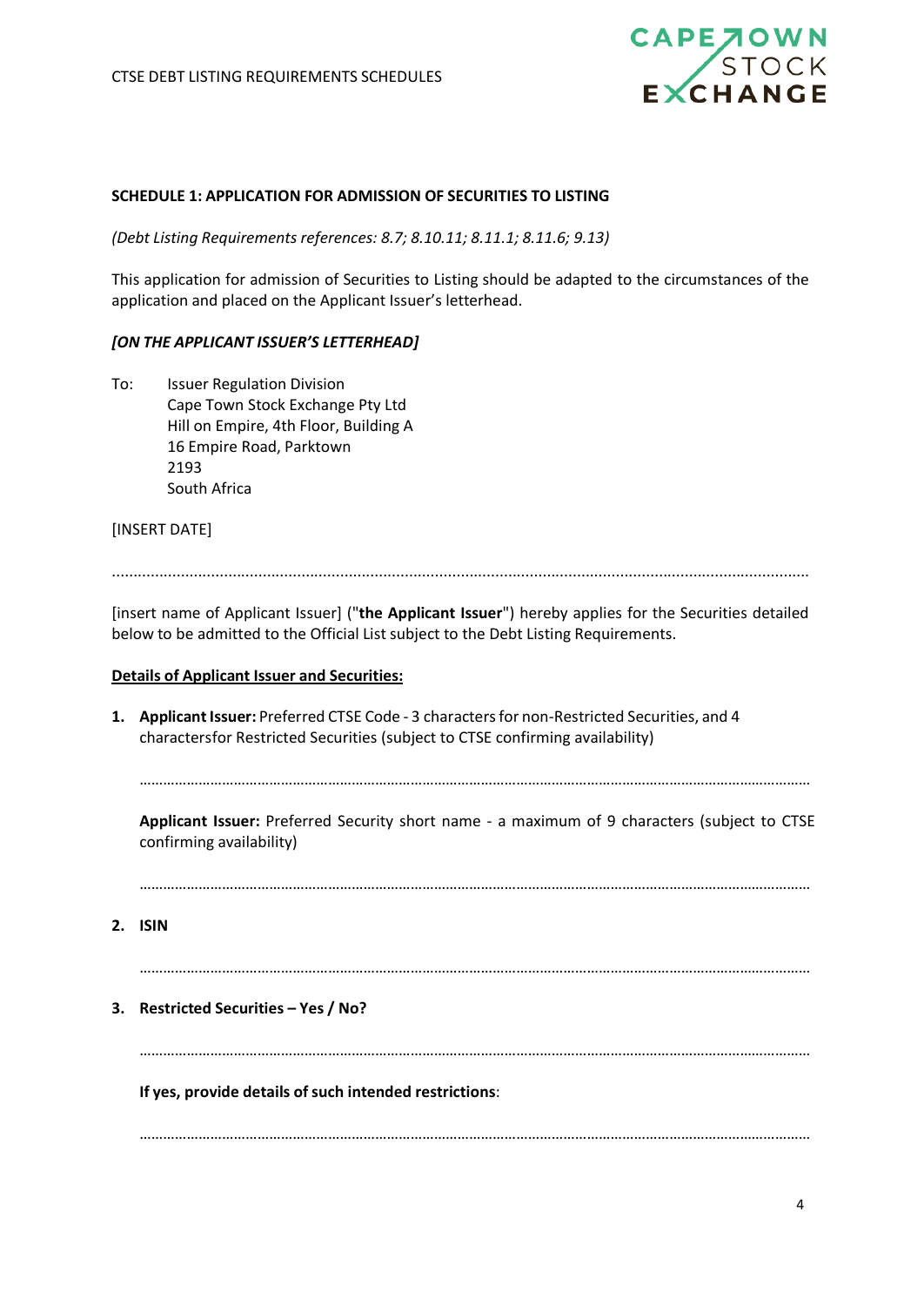## SCHEDULE 1: APPLICATION FOR ADMISSION OF SECURITIES TO LISTING

*(Debt Listing Requirements references: 8.7; 8.10.11; 8.11.1; 8.11.6; 9.13)*

This application for admission of Securities to Listing should be adapted to the circumstances of the application and placed on the Applicant Issuer's letterhead.

***[ON THE APPLICANT ISSUER'S LETTERHEAD]***

To: Issuer Regulation Division
Cape Town Stock Exchange Pty Ltd
Hill on Empire, 4th Floor, Building A
16 Empire Road, Parktown
2193
South Africa

[INSERT DATE]

..............................................................................................................................................

[insert name of Applicant Issuer] ("**the Applicant Issuer**") hereby applies for the Securities detailed below to be admitted to the Official List subject to the Debt Listing Requirements.

**Details of Applicant Issuer and Securities:**

1. **Applicant Issuer:** Preferred CTSE Code - 3 characters for non-Restricted Securities, and 4 charactersfor Restricted Securities (subject to CTSE confirming availability)

   ..............................................................................................................................................

   **Applicant Issuer:** Preferred Security short name - a maximum of 9 characters (subject to CTSE confirming availability)

   ..............................................................................................................................................

2. **ISIN**

   ..............................................................................................................................................

3. **Restricted Securities – Yes / No?**

   ..............................................................................................................................................

   **If yes, provide details of such intended restrictions**:

   ..............................................................................................................................................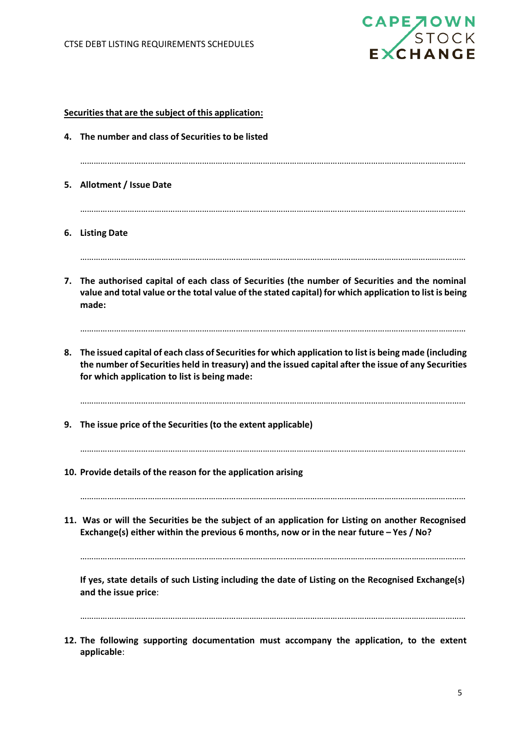**<u>Securities that are the subject of this application:</u>**

4. **The number and class of Securities to be listed**

 ……………………………………………………………………………………………………………………………………………

5. **Allotment / Issue Date**

 ……………………………………………………………………………………………………………………………………………

6. **Listing Date**

 ……………………………………………………………………………………………………………………………………………

7. **The authorised capital of each class of Securities (the number of Securities and the nominal value and total value or the total value of the stated capital) for which application to list is being made:**

 ……………………………………………………………………………………………………………………………………………

8. **The issued capital of each class of Securities for which application to list is being made (including the number of Securities held in treasury) and the issued capital after the issue of any Securities for which application to list is being made:**

 ……………………………………………………………………………………………………………………………………………

9. **The issue price of the Securities (to the extent applicable)**

 ……………………………………………………………………………………………………………………………………………

10. **Provide details of the reason for the application arising**

 ……………………………………………………………………………………………………………………………………………

11. **Was or will the Securities be the subject of an application for Listing on another Recognised Exchange(s) either within the previous 6 months, now or in the near future – Yes / No?**

 ……………………………………………………………………………………………………………………………………………

 **If yes, state details of such Listing including the date of Listing on the Recognised Exchange(s) and the issue price**:

 ……………………………………………………………………………………………………………………………………………

12. **The following supporting documentation must accompany the application, to the extent applicable**: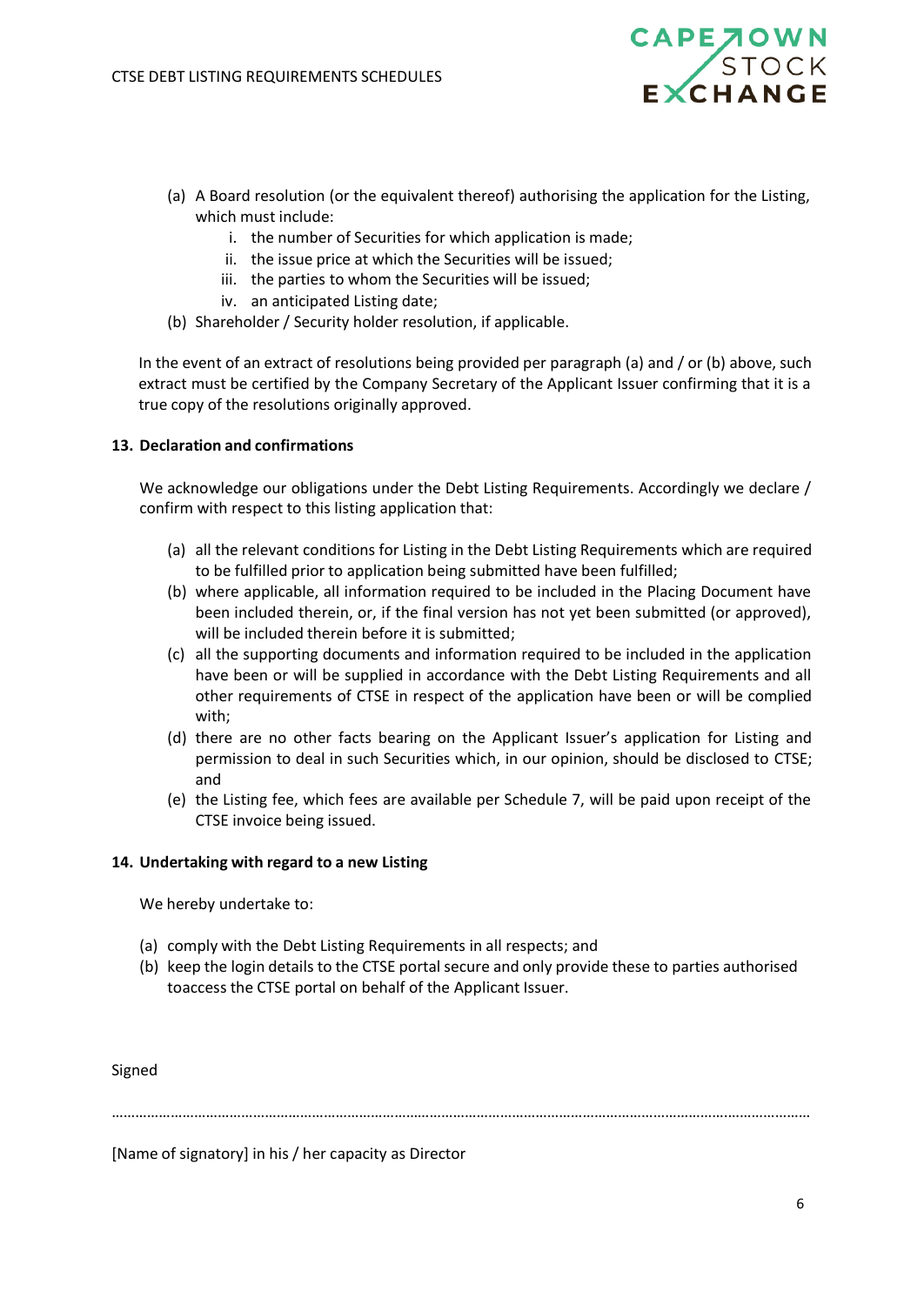(a) A Board resolution (or the equivalent thereof) authorising the application for the Listing, which must include:
   i. the number of Securities for which application is made;
   ii. the issue price at which the Securities will be issued;
   iii. the parties to whom the Securities will be issued;
   iv. an anticipated Listing date;

(b) Shareholder / Security holder resolution, if applicable.

In the event of an extract of resolutions being provided per paragraph (a) and / or (b) above, such extract must be certified by the Company Secretary of the Applicant Issuer confirming that it is a true copy of the resolutions originally approved.

**13. Declaration and confirmations**

We acknowledge our obligations under the Debt Listing Requirements. Accordingly we declare / confirm with respect to this listing application that:

(a) all the relevant conditions for Listing in the Debt Listing Requirements which are required to be fulfilled prior to application being submitted have been fulfilled;

(b) where applicable, all information required to be included in the Placing Document have been included therein, or, if the final version has not yet been submitted (or approved), will be included therein before it is submitted;

(c) all the supporting documents and information required to be included in the application have been or will be supplied in accordance with the Debt Listing Requirements and all other requirements of CTSE in respect of the application have been or will be complied with;

(d) there are no other facts bearing on the Applicant Issuer's application for Listing and permission to deal in such Securities which, in our opinion, should be disclosed to CTSE; and

(e) the Listing fee, which fees are available per Schedule 7, will be paid upon receipt of the CTSE invoice being issued.

**14. Undertaking with regard to a new Listing**

We hereby undertake to:

(a) comply with the Debt Listing Requirements in all respects; and

(b) keep the login details to the CTSE portal secure and only provide these to parties authorised toaccess the CTSE portal on behalf of the Applicant Issuer.

Signed

……………………………………………………………………………………………………………………………………………………

[Name of signatory] in his / her capacity as Director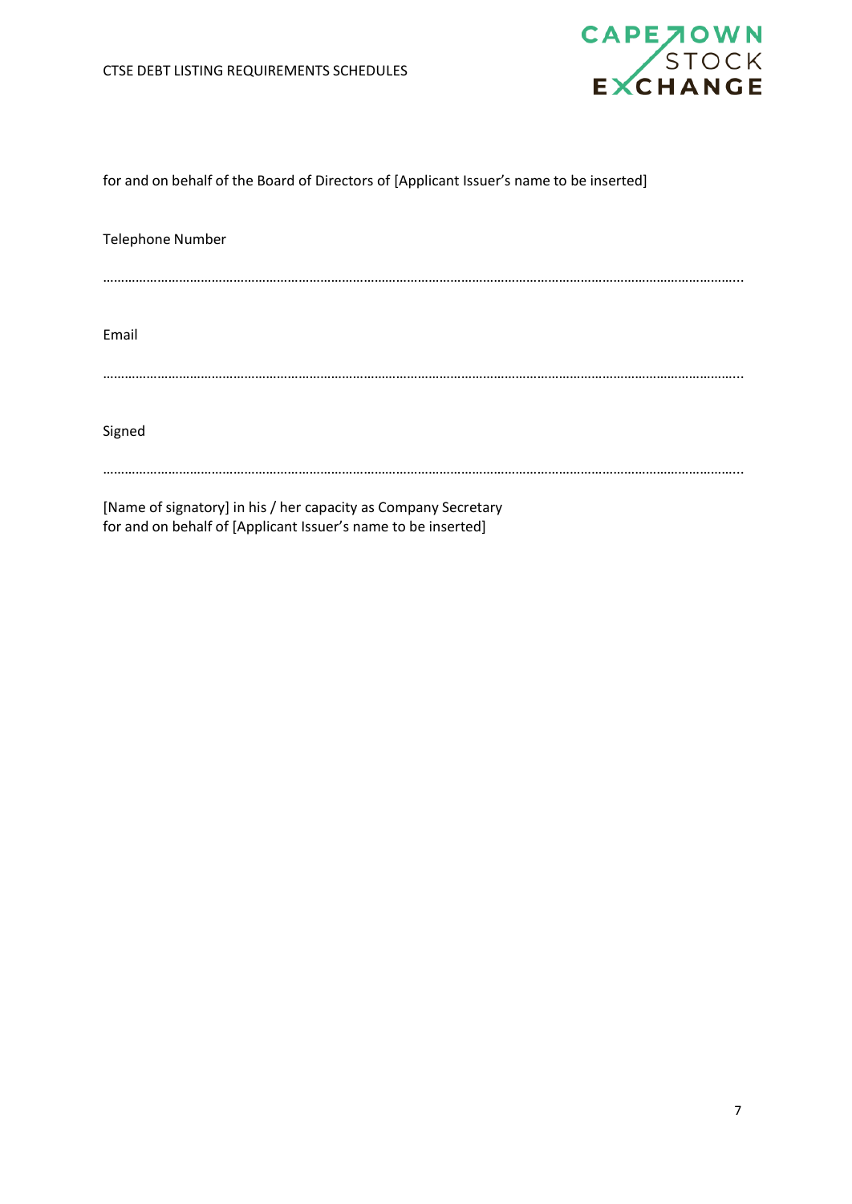for and on behalf of the Board of Directors of [Applicant Issuer's name to be inserted]

Telephone Number

…………………………………………………………………………………………………………………………………………………………..

Email

…………………………………………………………………………………………………………………………………………………………..

Signed

…………………………………………………………………………………………………………………………………………………………..

[Name of signatory] in his / her capacity as Company Secretary
for and on behalf of [Applicant Issuer's name to be inserted]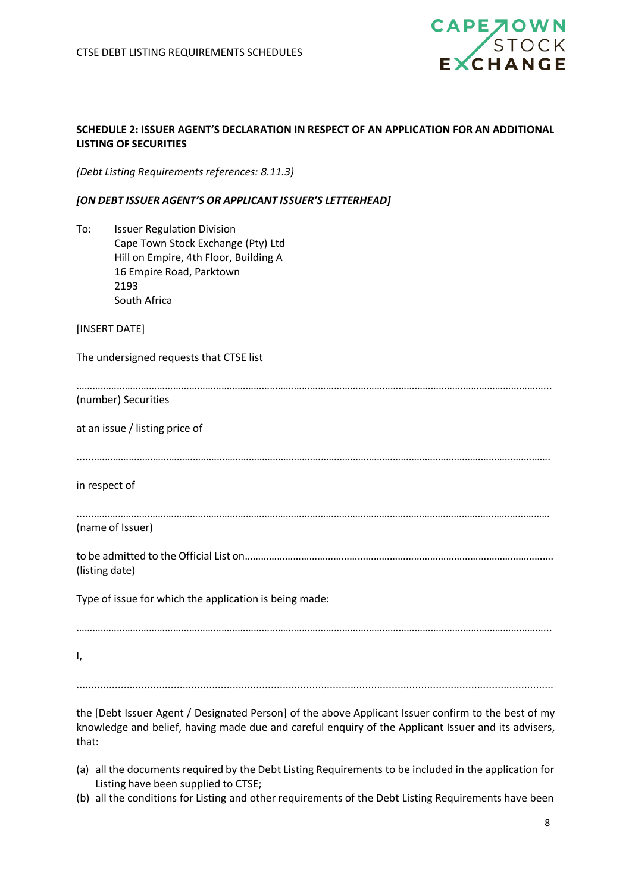**SCHEDULE 2: ISSUER AGENT'S DECLARATION IN RESPECT OF AN APPLICATION FOR AN ADDITIONAL LISTING OF SECURITIES**

*(Debt Listing Requirements references: 8.11.3)*

***[ON DEBT ISSUER AGENT'S OR APPLICANT ISSUER'S LETTERHEAD]***

To: Issuer Regulation Division
Cape Town Stock Exchange (Pty) Ltd
Hill on Empire, 4th Floor, Building A
16 Empire Road, Parktown
2193
South Africa

[INSERT DATE]

The undersigned requests that CTSE list

…………………………………………………………………………………………………………………………………………………..
(number) Securities

at an issue / listing price of

………………………………………………………………………………………………………………………………………………….

in respect of

………………………………………………………………………………………………………………………………………………
(name of Issuer)

to be admitted to the Official List on…………………………………………………………………………………………………….
(listing date)

Type of issue for which the application is being made:

…………………………………………………………………………………………………………………………………………………..

I,

………………………………………………………………………………………………………………………………………………

the [Debt Issuer Agent / Designated Person] of the above Applicant Issuer confirm to the best of my knowledge and belief, having made due and careful enquiry of the Applicant Issuer and its advisers, that:

(a) all the documents required by the Debt Listing Requirements to be included in the application for Listing have been supplied to CTSE;
(b) all the conditions for Listing and other requirements of the Debt Listing Requirements have been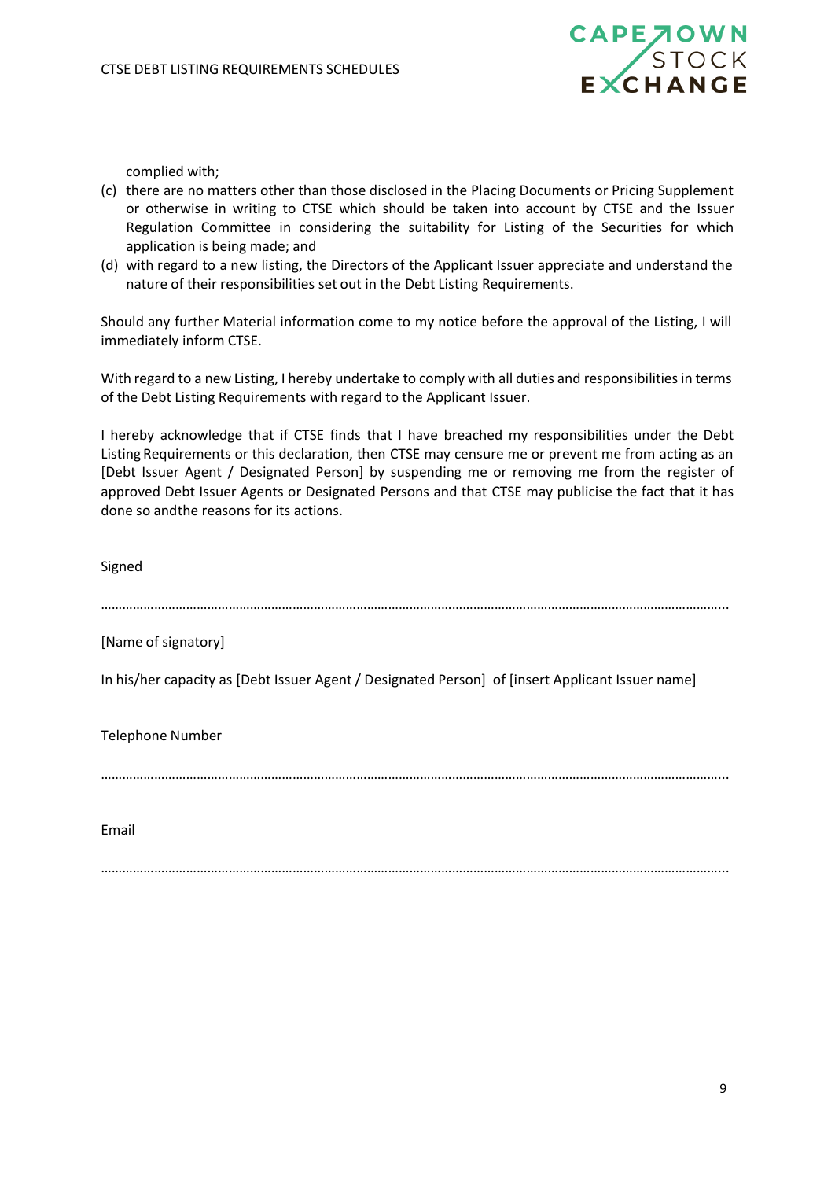complied with;

(c) there are no matters other than those disclosed in the Placing Documents or Pricing Supplement or otherwise in writing to CTSE which should be taken into account by CTSE and the Issuer Regulation Committee in considering the suitability for Listing of the Securities for which application is being made; and

(d) with regard to a new listing, the Directors of the Applicant Issuer appreciate and understand the nature of their responsibilities set out in the Debt Listing Requirements.

Should any further Material information come to my notice before the approval of the Listing, I will immediately inform CTSE.

With regard to a new Listing, I hereby undertake to comply with all duties and responsibilities in terms of the Debt Listing Requirements with regard to the Applicant Issuer.

I hereby acknowledge that if CTSE finds that I have breached my responsibilities under the Debt Listing Requirements or this declaration, then CTSE may censure me or prevent me from acting as an [Debt Issuer Agent / Designated Person] by suspending me or removing me from the register of approved Debt Issuer Agents or Designated Persons and that CTSE may publicise the fact that it has done so andthe reasons for its actions.

Signed

…………………………………………………………………………………………………………………………………………………

[Name of signatory]

In his/her capacity as [Debt Issuer Agent / Designated Person] of [insert Applicant Issuer name]

Telephone Number

…………………………………………………………………………………………………………………………………………………

Email

…………………………………………………………………………………………………………………………………………………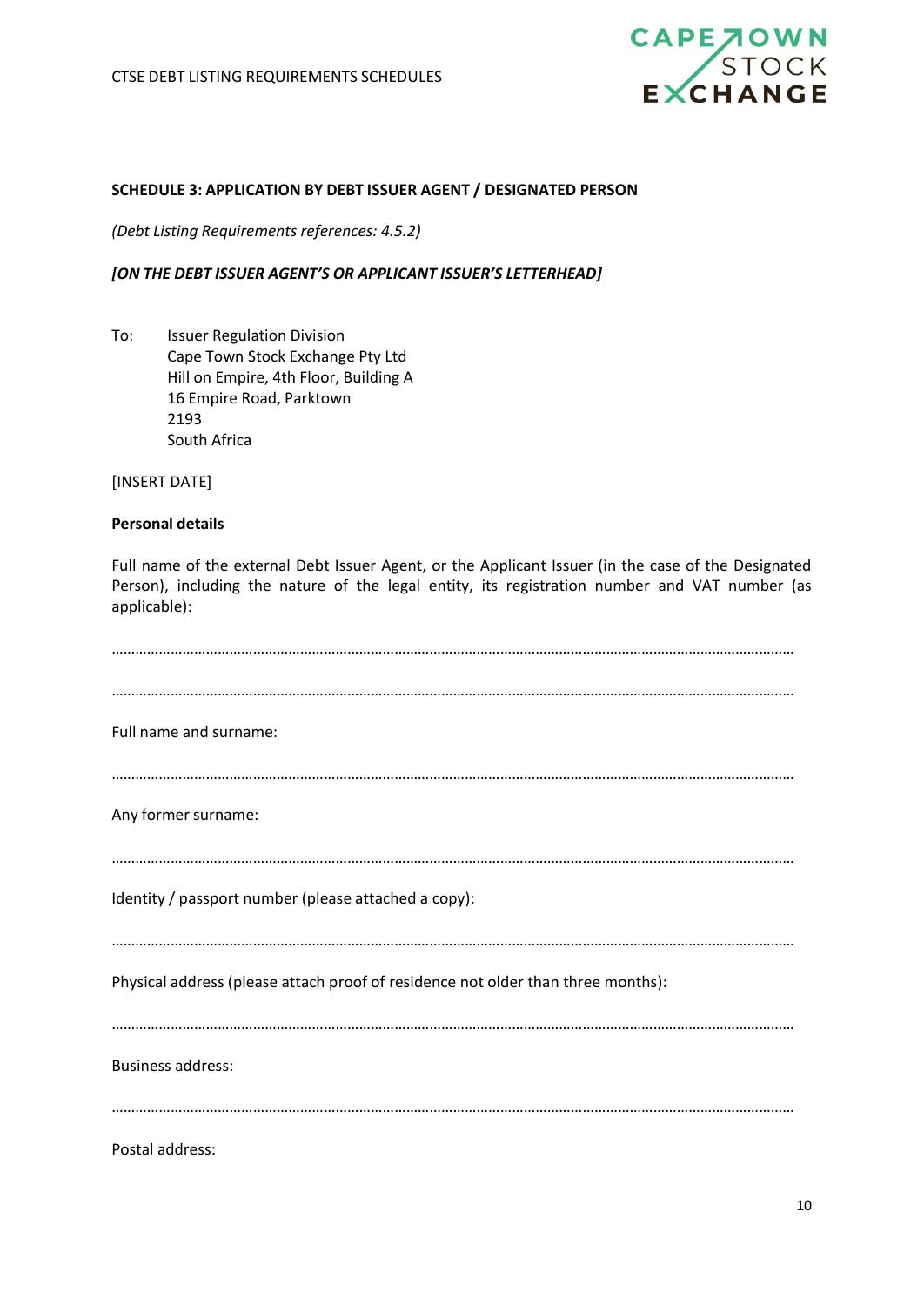**SCHEDULE 3: APPLICATION BY DEBT ISSUER AGENT / DESIGNATED PERSON**

*(Debt Listing Requirements references: 4.5.2)*

***[ON THE DEBT ISSUER AGENT'S OR APPLICANT ISSUER'S LETTERHEAD]***

To: Issuer Regulation Division
Cape Town Stock Exchange Pty Ltd
Hill on Empire, 4th Floor, Building A
16 Empire Road, Parktown
2193
South Africa

[INSERT DATE]

**Personal details**

Full name of the external Debt Issuer Agent, or the Applicant Issuer (in the case of the Designated Person), including the nature of the legal entity, its registration number and VAT number (as applicable):

……………………………………………………………………………………………………………………………………………………

……………………………………………………………………………………………………………………………………………………

Full name and surname:

……………………………………………………………………………………………………………………………………………………

Any former surname:

……………………………………………………………………………………………………………………………………………………

Identity / passport number (please attached a copy):

……………………………………………………………………………………………………………………………………………………

Physical address (please attach proof of residence not older than three months):

……………………………………………………………………………………………………………………………………………………

Business address:

……………………………………………………………………………………………………………………………………………………

Postal address: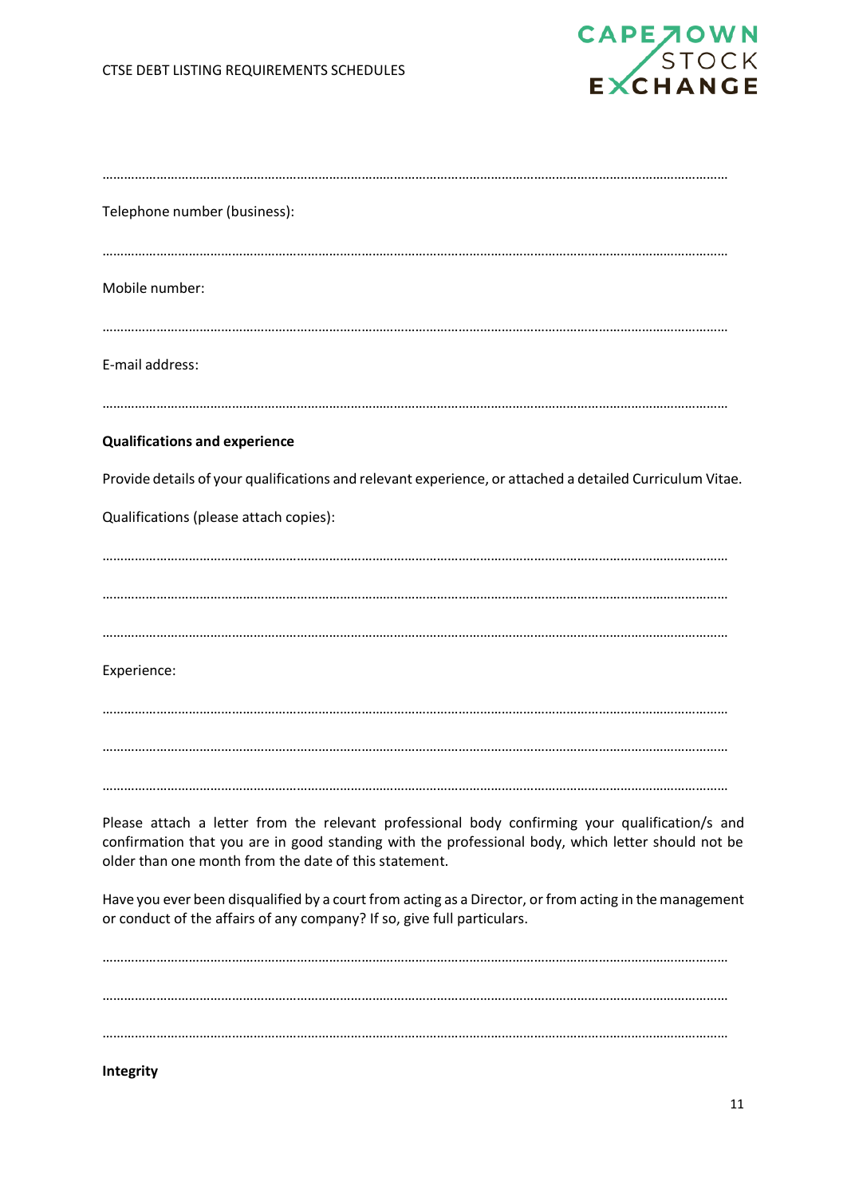…………………………………………………………………………………………………………………………………………………

Telephone number (business):

…………………………………………………………………………………………………………………………………………………

Mobile number:

…………………………………………………………………………………………………………………………………………………

E-mail address:

…………………………………………………………………………………………………………………………………………………

**Qualifications and experience**

Provide details of your qualifications and relevant experience, or attached a detailed Curriculum Vitae.

Qualifications (please attach copies):

…………………………………………………………………………………………………………………………………………………

…………………………………………………………………………………………………………………………………………………

…………………………………………………………………………………………………………………………………………………

Experience:

…………………………………………………………………………………………………………………………………………………

…………………………………………………………………………………………………………………………………………………

…………………………………………………………………………………………………………………………………………………

Please attach a letter from the relevant professional body confirming your qualification/s and confirmation that you are in good standing with the professional body, which letter should not be older than one month from the date of this statement.

Have you ever been disqualified by a court from acting as a Director, or from acting in the management or conduct of the affairs of any company? If so, give full particulars.

…………………………………………………………………………………………………………………………………………………

…………………………………………………………………………………………………………………………………………………

…………………………………………………………………………………………………………………………………………………

**Integrity**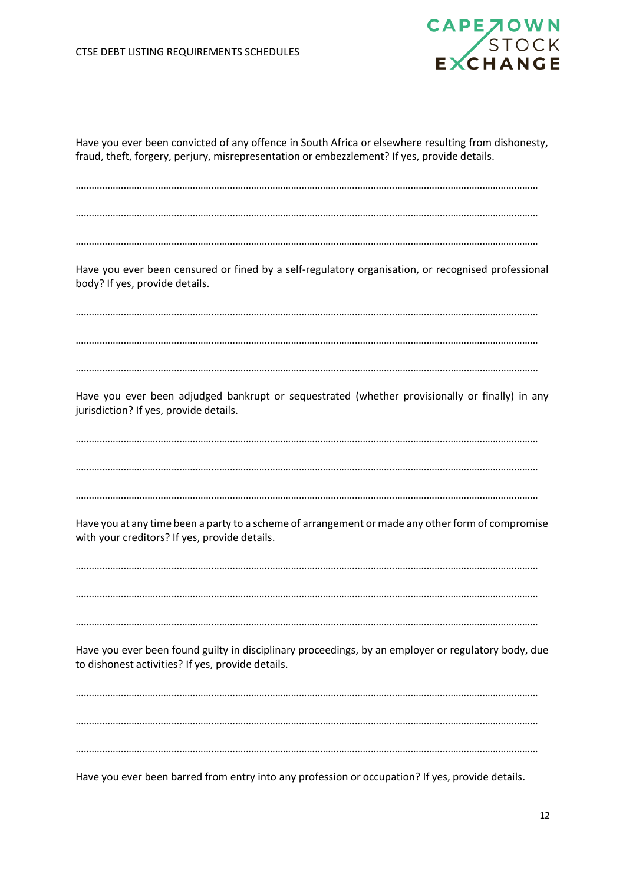Have you ever been convicted of any offence in South Africa or elsewhere resulting from dishonesty, fraud, theft, forgery, perjury, misrepresentation or embezzlement? If yes, provide details.

…………………………………………………………………………………………………………………………………………………

…………………………………………………………………………………………………………………………………………………

…………………………………………………………………………………………………………………………………………………

Have you ever been censured or fined by a self-regulatory organisation, or recognised professional body? If yes, provide details.

…………………………………………………………………………………………………………………………………………………

…………………………………………………………………………………………………………………………………………………

…………………………………………………………………………………………………………………………………………………

Have you ever been adjudged bankrupt or sequestrated (whether provisionally or finally) in any jurisdiction? If yes, provide details.

…………………………………………………………………………………………………………………………………………………

…………………………………………………………………………………………………………………………………………………

…………………………………………………………………………………………………………………………………………………

Have you at any time been a party to a scheme of arrangement or made any other form of compromise with your creditors? If yes, provide details.

…………………………………………………………………………………………………………………………………………………

…………………………………………………………………………………………………………………………………………………

…………………………………………………………………………………………………………………………………………………

Have you ever been found guilty in disciplinary proceedings, by an employer or regulatory body, due to dishonest activities? If yes, provide details.

…………………………………………………………………………………………………………………………………………………

…………………………………………………………………………………………………………………………………………………

…………………………………………………………………………………………………………………………………………………

Have you ever been barred from entry into any profession or occupation? If yes, provide details.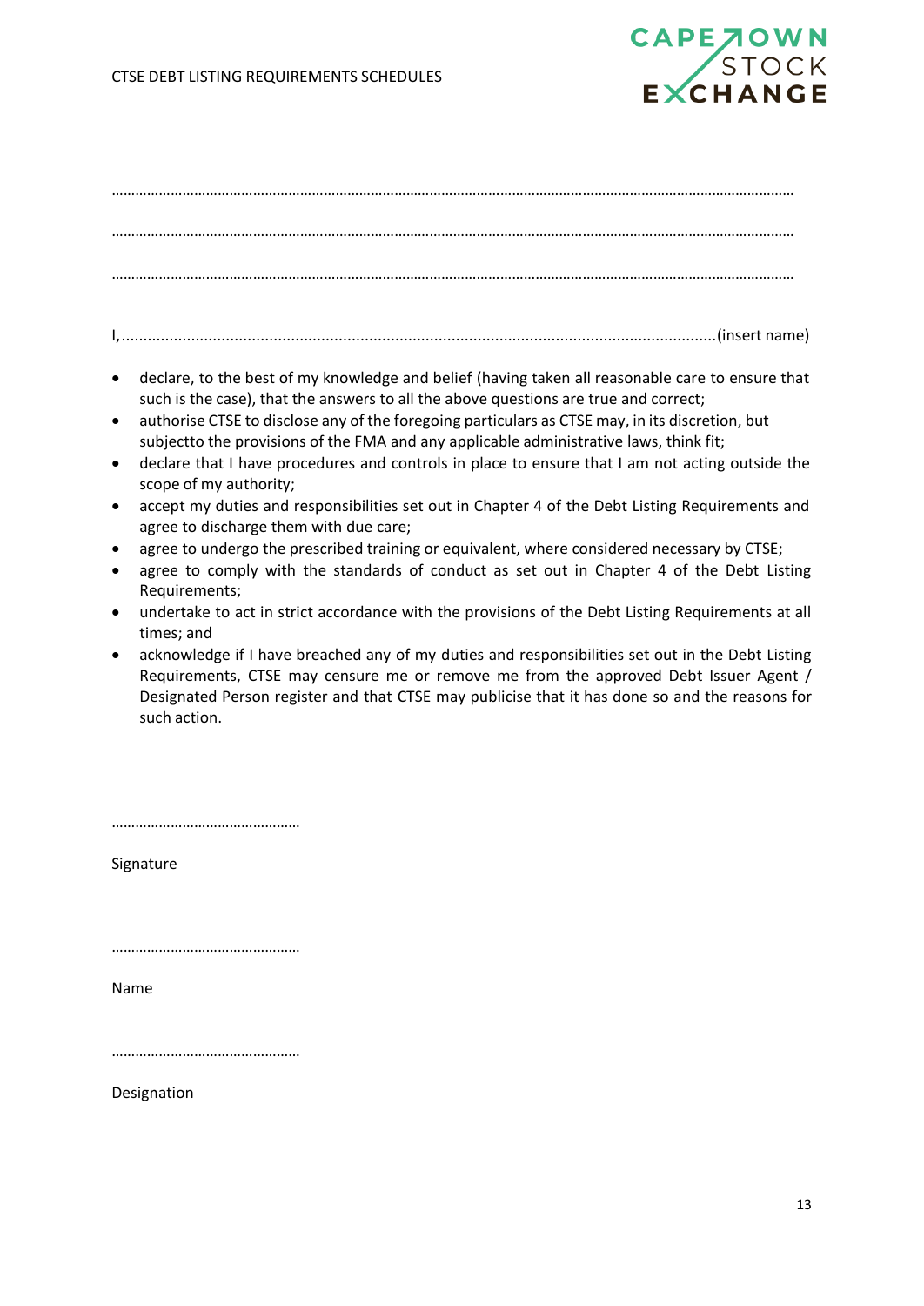……………………………………………………………………………………………………………………………………………………

……………………………………………………………………………………………………………………………………………………

……………………………………………………………………………………………………………………………………………………

I,.........................................................................................................................................(insert name)

- declare, to the best of my knowledge and belief (having taken all reasonable care to ensure that such is the case), that the answers to all the above questions are true and correct;
- authorise CTSE to disclose any of the foregoing particulars as CTSE may, in its discretion, but subjectto the provisions of the FMA and any applicable administrative laws, think fit;
- declare that I have procedures and controls in place to ensure that I am not acting outside the scope of my authority;
- accept my duties and responsibilities set out in Chapter 4 of the Debt Listing Requirements and agree to discharge them with due care;
- agree to undergo the prescribed training or equivalent, where considered necessary by CTSE;
- agree to comply with the standards of conduct as set out in Chapter 4 of the Debt Listing Requirements;
- undertake to act in strict accordance with the provisions of the Debt Listing Requirements at all times; and
- acknowledge if I have breached any of my duties and responsibilities set out in the Debt Listing Requirements, CTSE may censure me or remove me from the approved Debt Issuer Agent / Designated Person register and that CTSE may publicise that it has done so and the reasons for such action.

…………………………………………

Signature

…………………………………………

Name

…………………………………………

Designation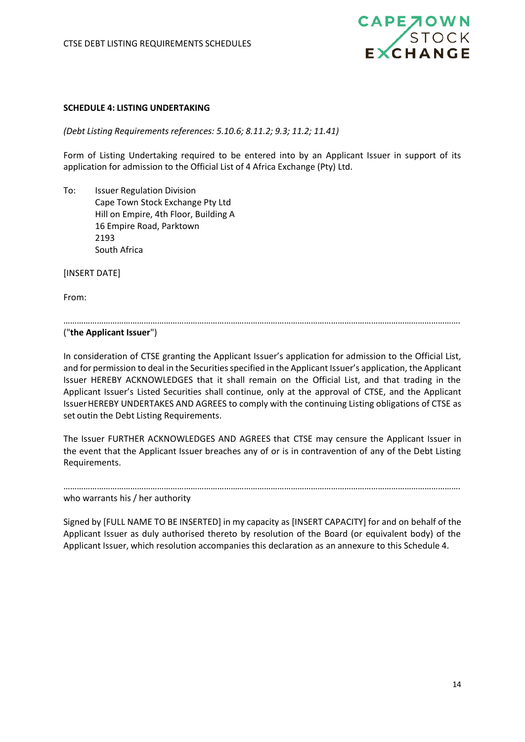**SCHEDULE 4: LISTING UNDERTAKING**

*(Debt Listing Requirements references: 5.10.6; 8.11.2; 9.3; 11.2; 11.41)*

Form of Listing Undertaking required to be entered into by an Applicant Issuer in support of its application for admission to the Official List of 4 Africa Exchange (Pty) Ltd.

To: Issuer Regulation Division
Cape Town Stock Exchange Pty Ltd
Hill on Empire, 4th Floor, Building A
16 Empire Road, Parktown
2193
South Africa

[INSERT DATE]

From:

…………………………………………………………………………………………………………………………………………………….
("**the Applicant Issuer**")

In consideration of CTSE granting the Applicant Issuer's application for admission to the Official List, and for permission to deal in the Securities specified in the Applicant Issuer's application, the Applicant Issuer HEREBY ACKNOWLEDGES that it shall remain on the Official List, and that trading in the Applicant Issuer's Listed Securities shall continue, only at the approval of CTSE, and the Applicant Issuer HEREBY UNDERTAKES AND AGREES to comply with the continuing Listing obligations of CTSE as set outin the Debt Listing Requirements.

The Issuer FURTHER ACKNOWLEDGES AND AGREES that CTSE may censure the Applicant Issuer in the event that the Applicant Issuer breaches any of or is in contravention of any of the Debt Listing Requirements.

…………………………………………………………………………………………………………………………………………………….
who warrants his / her authority

Signed by [FULL NAME TO BE INSERTED] in my capacity as [INSERT CAPACITY] for and on behalf of the Applicant Issuer as duly authorised thereto by resolution of the Board (or equivalent body) of the Applicant Issuer, which resolution accompanies this declaration as an annexure to this Schedule 4.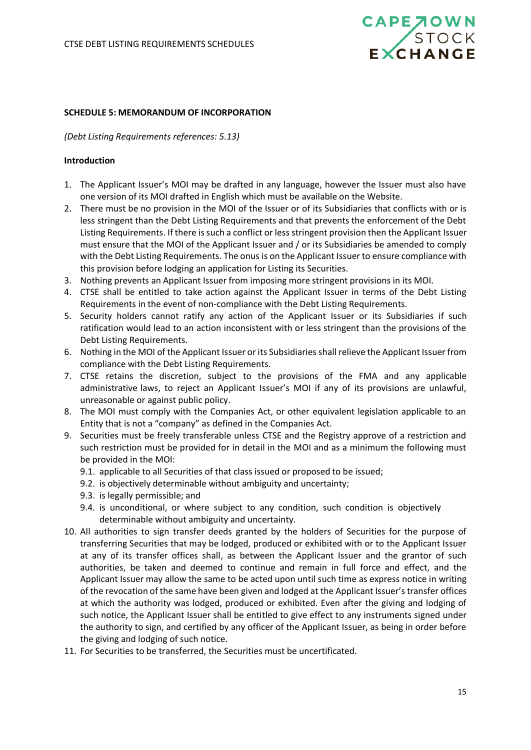**SCHEDULE 5: MEMORANDUM OF INCORPORATION**

*(Debt Listing Requirements references: 5.13)*

**Introduction**

1. The Applicant Issuer's MOI may be drafted in any language, however the Issuer must also have one version of its MOI drafted in English which must be available on the Website.
2. There must be no provision in the MOI of the Issuer or of its Subsidiaries that conflicts with or is less stringent than the Debt Listing Requirements and that prevents the enforcement of the Debt Listing Requirements. If there is such a conflict or less stringent provision then the Applicant Issuer must ensure that the MOI of the Applicant Issuer and / or its Subsidiaries be amended to comply with the Debt Listing Requirements. The onus is on the Applicant Issuer to ensure compliance with this provision before lodging an application for Listing its Securities.
3. Nothing prevents an Applicant Issuer from imposing more stringent provisions in its MOI.
4. CTSE shall be entitled to take action against the Applicant Issuer in terms of the Debt Listing Requirements in the event of non-compliance with the Debt Listing Requirements.
5. Security holders cannot ratify any action of the Applicant Issuer or its Subsidiaries if such ratification would lead to an action inconsistent with or less stringent than the provisions of the Debt Listing Requirements.
6. Nothing in the MOI of the Applicant Issuer or its Subsidiaries shall relieve the Applicant Issuer from compliance with the Debt Listing Requirements.
7. CTSE retains the discretion, subject to the provisions of the FMA and any applicable administrative laws, to reject an Applicant Issuer's MOI if any of its provisions are unlawful, unreasonable or against public policy.
8. The MOI must comply with the Companies Act, or other equivalent legislation applicable to an Entity that is not a "company" as defined in the Companies Act.
9. Securities must be freely transferable unless CTSE and the Registry approve of a restriction and such restriction must be provided for in detail in the MOI and as a minimum the following must be provided in the MOI:
   - 9.1. applicable to all Securities of that class issued or proposed to be issued;
   - 9.2. is objectively determinable without ambiguity and uncertainty;
   - 9.3. is legally permissible; and
   - 9.4. is unconditional, or where subject to any condition, such condition is objectively determinable without ambiguity and uncertainty.
10. All authorities to sign transfer deeds granted by the holders of Securities for the purpose of transferring Securities that may be lodged, produced or exhibited with or to the Applicant Issuer at any of its transfer offices shall, as between the Applicant Issuer and the grantor of such authorities, be taken and deemed to continue and remain in full force and effect, and the Applicant Issuer may allow the same to be acted upon until such time as express notice in writing of the revocation of the same have been given and lodged at the Applicant Issuer's transfer offices at which the authority was lodged, produced or exhibited. Even after the giving and lodging of such notice, the Applicant Issuer shall be entitled to give effect to any instruments signed under the authority to sign, and certified by any officer of the Applicant Issuer, as being in order before the giving and lodging of such notice.
11. For Securities to be transferred, the Securities must be uncertificated.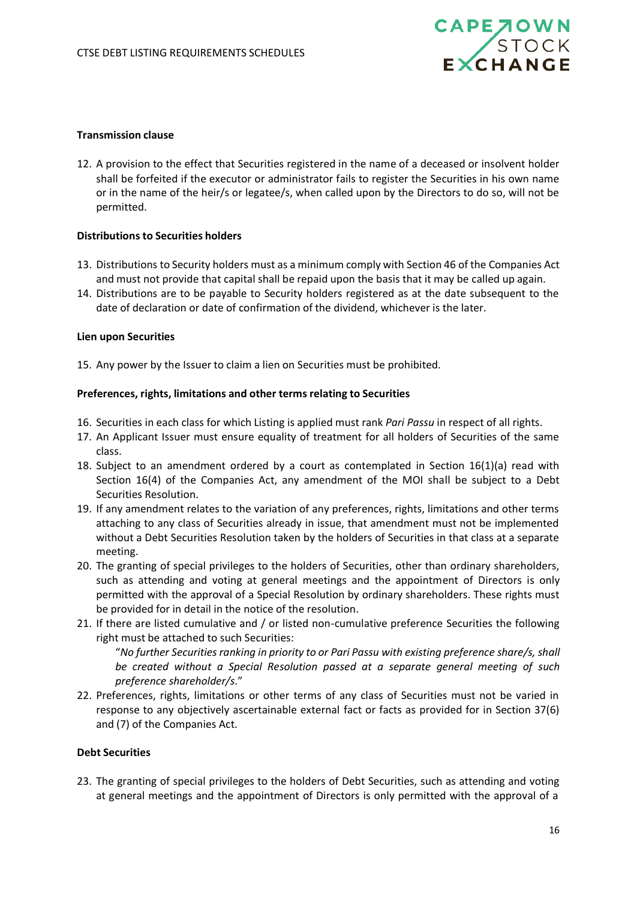**Transmission clause**

12. A provision to the effect that Securities registered in the name of a deceased or insolvent holder shall be forfeited if the executor or administrator fails to register the Securities in his own name or in the name of the heir/s or legatee/s, when called upon by the Directors to do so, will not be permitted.

**Distributions to Securities holders**

13. Distributions to Security holders must as a minimum comply with Section 46 of the Companies Act and must not provide that capital shall be repaid upon the basis that it may be called up again.
14. Distributions are to be payable to Security holders registered as at the date subsequent to the date of declaration or date of confirmation of the dividend, whichever is the later.

**Lien upon Securities**

15. Any power by the Issuer to claim a lien on Securities must be prohibited.

**Preferences, rights, limitations and other terms relating to Securities**

16. Securities in each class for which Listing is applied must rank *Pari Passu* in respect of all rights.
17. An Applicant Issuer must ensure equality of treatment for all holders of Securities of the same class.
18. Subject to an amendment ordered by a court as contemplated in Section 16(1)(a) read with Section 16(4) of the Companies Act, any amendment of the MOI shall be subject to a Debt Securities Resolution.
19. If any amendment relates to the variation of any preferences, rights, limitations and other terms attaching to any class of Securities already in issue, that amendment must not be implemented without a Debt Securities Resolution taken by the holders of Securities in that class at a separate meeting.
20. The granting of special privileges to the holders of Securities, other than ordinary shareholders, such as attending and voting at general meetings and the appointment of Directors is only permitted with the approval of a Special Resolution by ordinary shareholders. These rights must be provided for in detail in the notice of the resolution.
21. If there are listed cumulative and / or listed non-cumulative preference Securities the following right must be attached to such Securities:

    "*No further Securities ranking in priority to or Pari Passu with existing preference share/s, shall be created without a Special Resolution passed at a separate general meeting of such preference shareholder/s.*"
22. Preferences, rights, limitations or other terms of any class of Securities must not be varied in response to any objectively ascertainable external fact or facts as provided for in Section 37(6) and (7) of the Companies Act.

**Debt Securities**

23. The granting of special privileges to the holders of Debt Securities, such as attending and voting at general meetings and the appointment of Directors is only permitted with the approval of a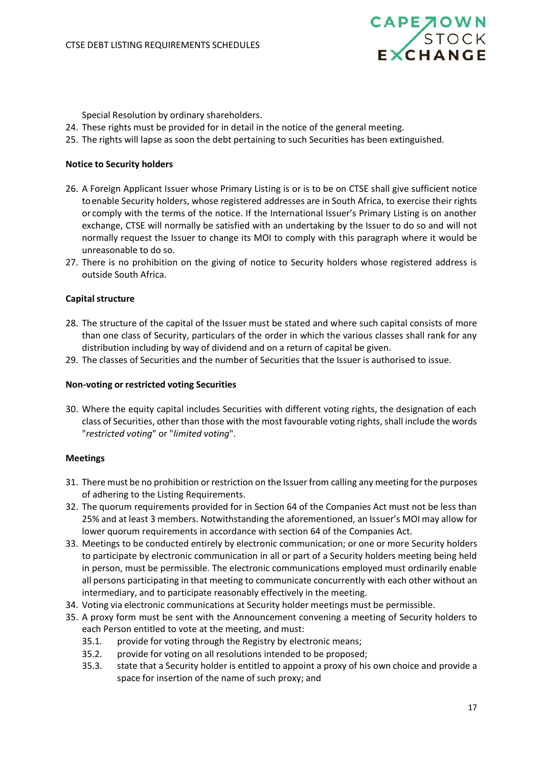Special Resolution by ordinary shareholders.

24. These rights must be provided for in detail in the notice of the general meeting.
25. The rights will lapse as soon the debt pertaining to such Securities has been extinguished.

**Notice to Security holders**

26. A Foreign Applicant Issuer whose Primary Listing is or is to be on CTSE shall give sufficient notice to enable Security holders, whose registered addresses are in South Africa, to exercise their rights or comply with the terms of the notice. If the International Issuer's Primary Listing is on another exchange, CTSE will normally be satisfied with an undertaking by the Issuer to do so and will not normally request the Issuer to change its MOI to comply with this paragraph where it would be unreasonable to do so.
27. There is no prohibition on the giving of notice to Security holders whose registered address is outside South Africa.

**Capital structure**

28. The structure of the capital of the Issuer must be stated and where such capital consists of more than one class of Security, particulars of the order in which the various classes shall rank for any distribution including by way of dividend and on a return of capital be given.
29. The classes of Securities and the number of Securities that the Issuer is authorised to issue.

**Non-voting or restricted voting Securities**

30. Where the equity capital includes Securities with different voting rights, the designation of each class of Securities, other than those with the most favourable voting rights, shall include the words "*restricted voting*" or "*limited voting*".

**Meetings**

31. There must be no prohibition or restriction on the Issuer from calling any meeting for the purposes of adhering to the Listing Requirements.
32. The quorum requirements provided for in Section 64 of the Companies Act must not be less than 25% and at least 3 members. Notwithstanding the aforementioned, an Issuer's MOI may allow for lower quorum requirements in accordance with section 64 of the Companies Act.
33. Meetings to be conducted entirely by electronic communication; or one or more Security holders to participate by electronic communication in all or part of a Security holders meeting being held in person, must be permissible. The electronic communications employed must ordinarily enable all persons participating in that meeting to communicate concurrently with each other without an intermediary, and to participate reasonably effectively in the meeting.
34. Voting via electronic communications at Security holder meetings must be permissible.
35. A proxy form must be sent with the Announcement convening a meeting of Security holders to each Person entitled to vote at the meeting, and must:
    - 35.1. provide for voting through the Registry by electronic means;
    - 35.2. provide for voting on all resolutions intended to be proposed;
    - 35.3. state that a Security holder is entitled to appoint a proxy of his own choice and provide a space for insertion of the name of such proxy; and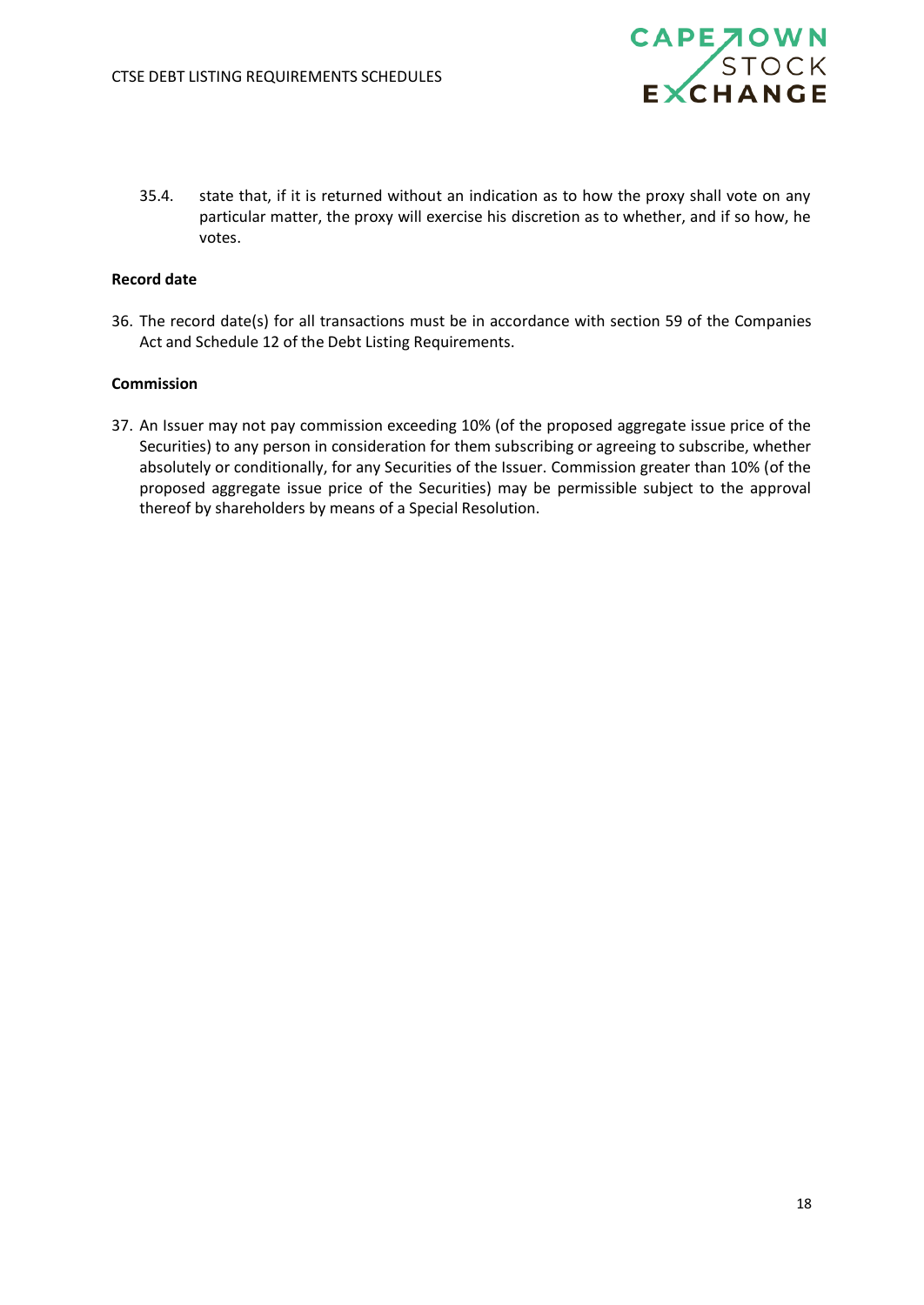35.4. state that, if it is returned without an indication as to how the proxy shall vote on any particular matter, the proxy will exercise his discretion as to whether, and if so how, he votes.

**Record date**

36. The record date(s) for all transactions must be in accordance with section 59 of the Companies Act and Schedule 12 of the Debt Listing Requirements.

**Commission**

37. An Issuer may not pay commission exceeding 10% (of the proposed aggregate issue price of the Securities) to any person in consideration for them subscribing or agreeing to subscribe, whether absolutely or conditionally, for any Securities of the Issuer. Commission greater than 10% (of the proposed aggregate issue price of the Securities) may be permissible subject to the approval thereof by shareholders by means of a Special Resolution.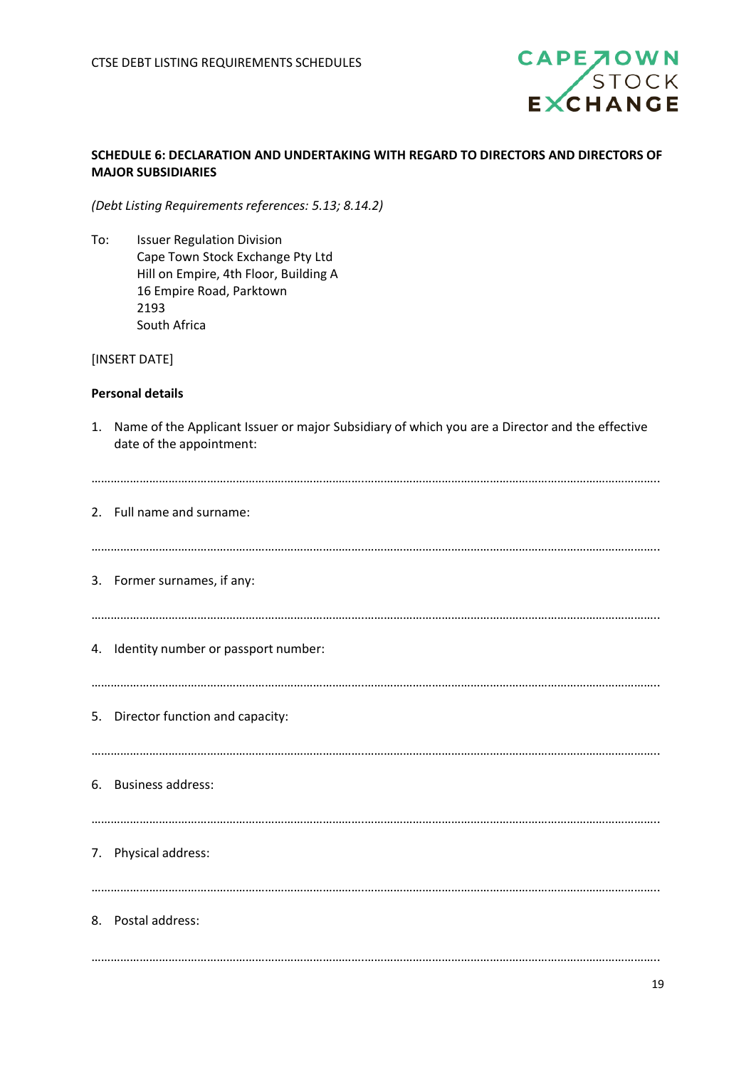## SCHEDULE 6: DECLARATION AND UNDERTAKING WITH REGARD TO DIRECTORS AND DIRECTORS OF MAJOR SUBSIDIARIES

*(Debt Listing Requirements references: 5.13; 8.14.2)*

To: Issuer Regulation Division
Cape Town Stock Exchange Pty Ltd
Hill on Empire, 4th Floor, Building A
16 Empire Road, Parktown
2193
South Africa

[INSERT DATE]

**Personal details**

1. Name of the Applicant Issuer or major Subsidiary of which you are a Director and the effective date of the appointment:

…………………………………………………………………………………………………………………………………………………

2. Full name and surname:

…………………………………………………………………………………………………………………………………………………

3. Former surnames, if any:

…………………………………………………………………………………………………………………………………………………

4. Identity number or passport number:

…………………………………………………………………………………………………………………………………………………

5. Director function and capacity:

…………………………………………………………………………………………………………………………………………………

6. Business address:

…………………………………………………………………………………………………………………………………………………

7. Physical address:

…………………………………………………………………………………………………………………………………………………

8. Postal address:

…………………………………………………………………………………………………………………………………………………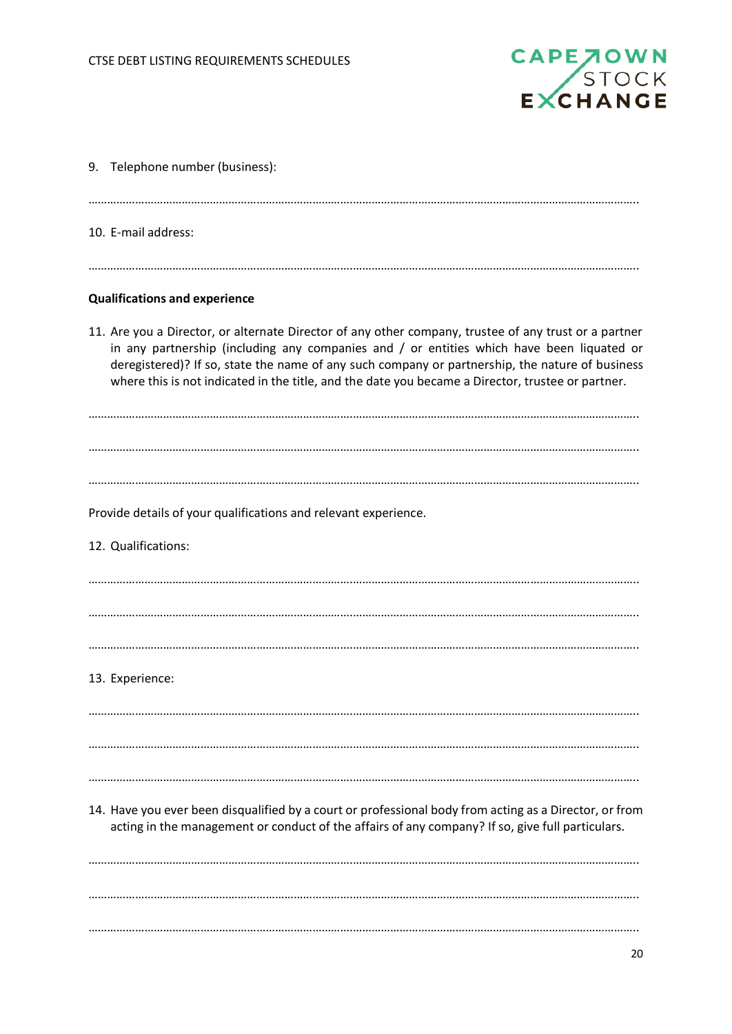9. Telephone number (business):

…………………………………………………………………………………………………………………………………………………………

10. E-mail address:

…………………………………………………………………………………………………………………………………………………………

**Qualifications and experience**

11. Are you a Director, or alternate Director of any other company, trustee of any trust or a partner in any partnership (including any companies and / or entities which have been liquated or deregistered)? If so, state the name of any such company or partnership, the nature of business where this is not indicated in the title, and the date you became a Director, trustee or partner.

…………………………………………………………………………………………………………………………………………………………

…………………………………………………………………………………………………………………………………………………………

…………………………………………………………………………………………………………………………………………………………

Provide details of your qualifications and relevant experience.

12. Qualifications:

…………………………………………………………………………………………………………………………………………………………

…………………………………………………………………………………………………………………………………………………………

…………………………………………………………………………………………………………………………………………………………

13. Experience:

…………………………………………………………………………………………………………………………………………………………

…………………………………………………………………………………………………………………………………………………………

…………………………………………………………………………………………………………………………………………………………

14. Have you ever been disqualified by a court or professional body from acting as a Director, or from acting in the management or conduct of the affairs of any company? If so, give full particulars.

…………………………………………………………………………………………………………………………………………………………

…………………………………………………………………………………………………………………………………………………………

…………………………………………………………………………………………………………………………………………………………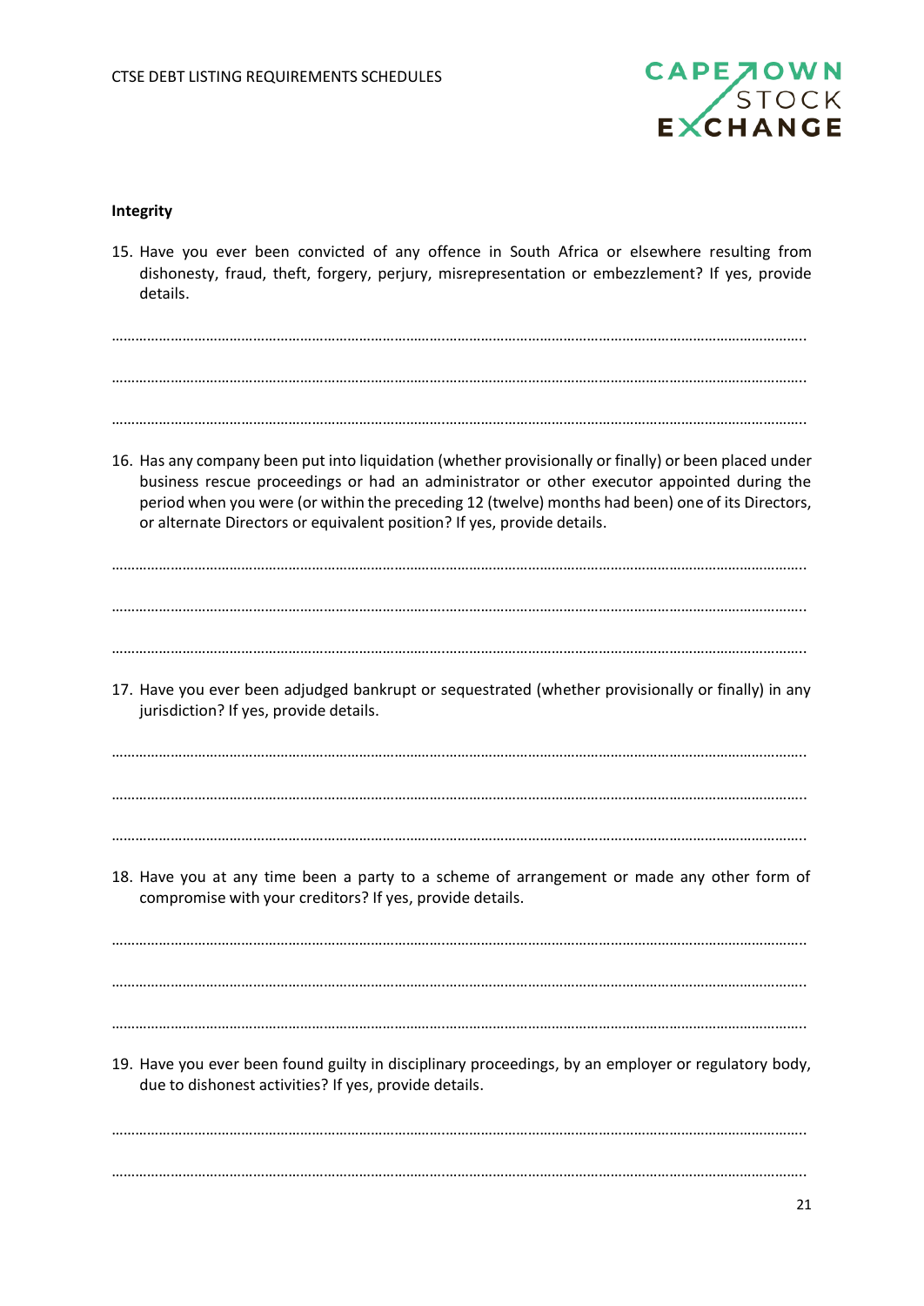**Integrity**

15. Have you ever been convicted of any offence in South Africa or elsewhere resulting from dishonesty, fraud, theft, forgery, perjury, misrepresentation or embezzlement? If yes, provide details.

…………………………………………………………………………………………………………………………………………………….

…………………………………………………………………………………………………………………………………………………….

…………………………………………………………………………………………………………………………………………………….

16. Has any company been put into liquidation (whether provisionally or finally) or been placed under business rescue proceedings or had an administrator or other executor appointed during the period when you were (or within the preceding 12 (twelve) months had been) one of its Directors, or alternate Directors or equivalent position? If yes, provide details.

…………………………………………………………………………………………………………………………………………………….

…………………………………………………………………………………………………………………………………………………….

…………………………………………………………………………………………………………………………………………………….

17. Have you ever been adjudged bankrupt or sequestrated (whether provisionally or finally) in any jurisdiction? If yes, provide details.

…………………………………………………………………………………………………………………………………………………….

…………………………………………………………………………………………………………………………………………………….

…………………………………………………………………………………………………………………………………………………….

18. Have you at any time been a party to a scheme of arrangement or made any other form of compromise with your creditors? If yes, provide details.

…………………………………………………………………………………………………………………………………………………….

…………………………………………………………………………………………………………………………………………………….

…………………………………………………………………………………………………………………………………………………….

19. Have you ever been found guilty in disciplinary proceedings, by an employer or regulatory body, due to dishonest activities? If yes, provide details.

…………………………………………………………………………………………………………………………………………………….

…………………………………………………………………………………………………………………………………………………….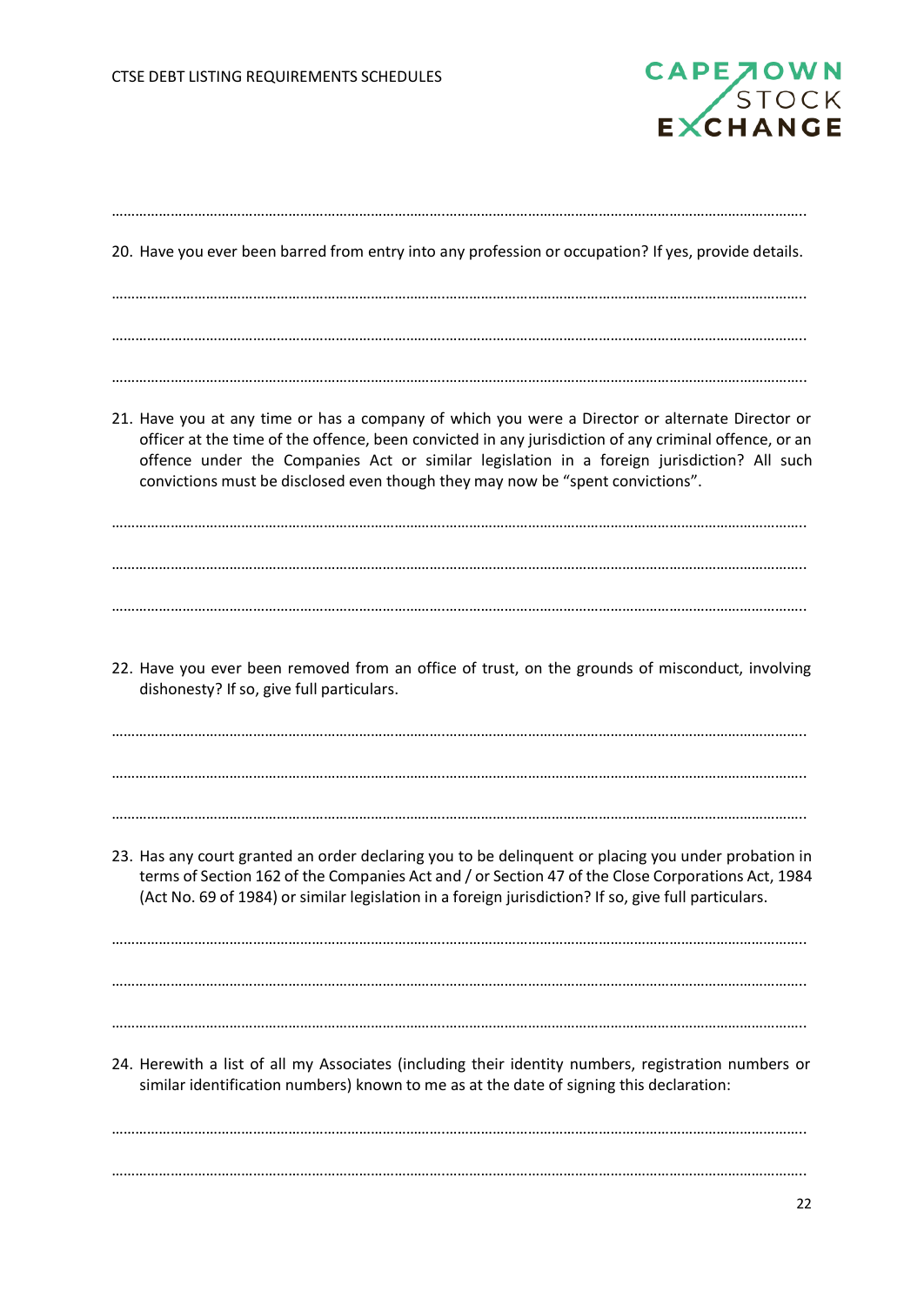…………………………………………………………………………………………………………………………………………………………

20. Have you ever been barred from entry into any profession or occupation? If yes, provide details.

…………………………………………………………………………………………………………………………………………………………

…………………………………………………………………………………………………………………………………………………………

…………………………………………………………………………………………………………………………………………………………

21. Have you at any time or has a company of which you were a Director or alternate Director or officer at the time of the offence, been convicted in any jurisdiction of any criminal offence, or an offence under the Companies Act or similar legislation in a foreign jurisdiction? All such convictions must be disclosed even though they may now be "spent convictions".

…………………………………………………………………………………………………………………………………………………………

…………………………………………………………………………………………………………………………………………………………

…………………………………………………………………………………………………………………………………………………………

22. Have you ever been removed from an office of trust, on the grounds of misconduct, involving dishonesty? If so, give full particulars.

…………………………………………………………………………………………………………………………………………………………

…………………………………………………………………………………………………………………………………………………………

…………………………………………………………………………………………………………………………………………………………

23. Has any court granted an order declaring you to be delinquent or placing you under probation in terms of Section 162 of the Companies Act and / or Section 47 of the Close Corporations Act, 1984 (Act No. 69 of 1984) or similar legislation in a foreign jurisdiction? If so, give full particulars.

…………………………………………………………………………………………………………………………………………………………

…………………………………………………………………………………………………………………………………………………………

…………………………………………………………………………………………………………………………………………………………

24. Herewith a list of all my Associates (including their identity numbers, registration numbers or similar identification numbers) known to me as at the date of signing this declaration:

…………………………………………………………………………………………………………………………………………………………

…………………………………………………………………………………………………………………………………………………………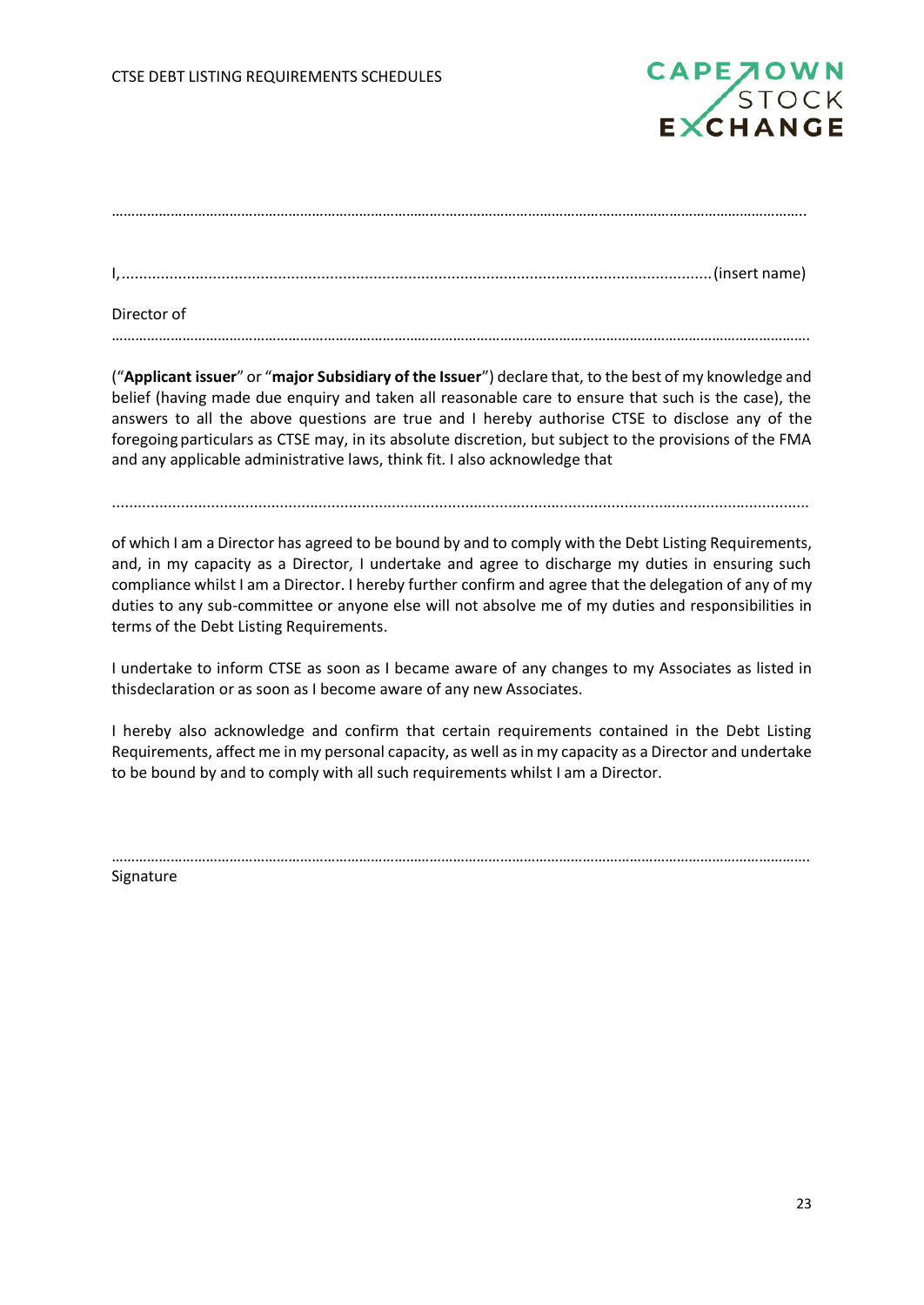…………………………………………………………………………………………………………………………………………………………………

I,........................................................................................................................................(insert name)

Director of ……………………………………………………………………………………………………………………………………………………

("**Applicant issuer**" or "**major Subsidiary of the Issuer**") declare that, to the best of my knowledge and belief (having made due enquiry and taken all reasonable care to ensure that such is the case), the answers to all the above questions are true and I hereby authorise CTSE to disclose any of the foregoing particulars as CTSE may, in its absolute discretion, but subject to the provisions of the FMA and any applicable administrative laws, think fit. I also acknowledge that

.......................................................................................................................................................

of which I am a Director has agreed to be bound by and to comply with the Debt Listing Requirements, and, in my capacity as a Director, I undertake and agree to discharge my duties in ensuring such compliance whilst I am a Director. I hereby further confirm and agree that the delegation of any of my duties to any sub-committee or anyone else will not absolve me of my duties and responsibilities in terms of the Debt Listing Requirements.

I undertake to inform CTSE as soon as I became aware of any changes to my Associates as listed in thisdeclaration or as soon as I become aware of any new Associates.

I hereby also acknowledge and confirm that certain requirements contained in the Debt Listing Requirements, affect me in my personal capacity, as well as in my capacity as a Director and undertake to be bound by and to comply with all such requirements whilst I am a Director.

……………………………………………………………………………………………………………………………………………………
Signature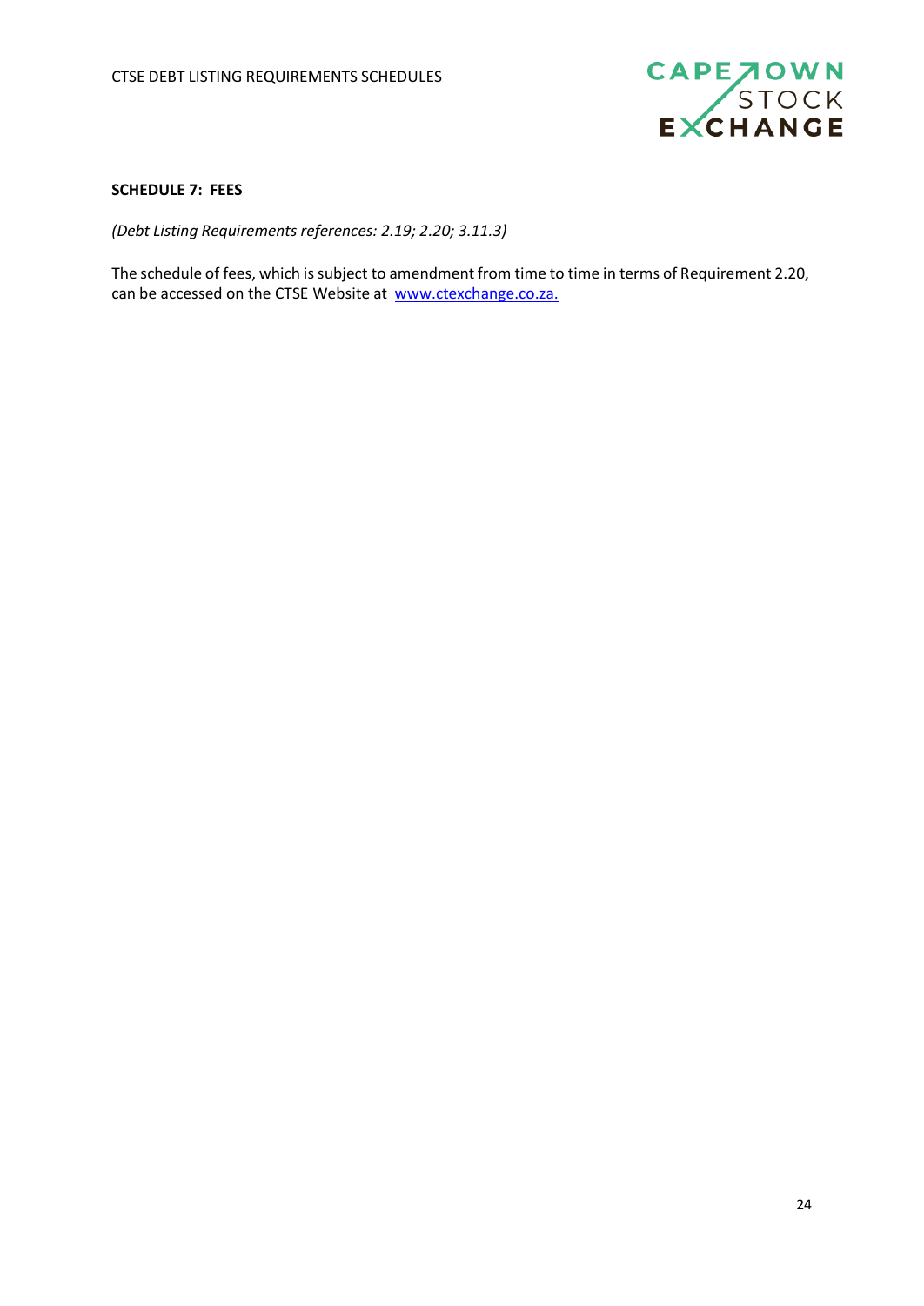## SCHEDULE 7: FEES

*(Debt Listing Requirements references: 2.19; 2.20; 3.11.3)*

The schedule of fees, which is subject to amendment from time to time in terms of Requirement 2.20, can be accessed on the CTSE Website at [www.ctexchange.co.za.](http://www.ctexchange.co.za)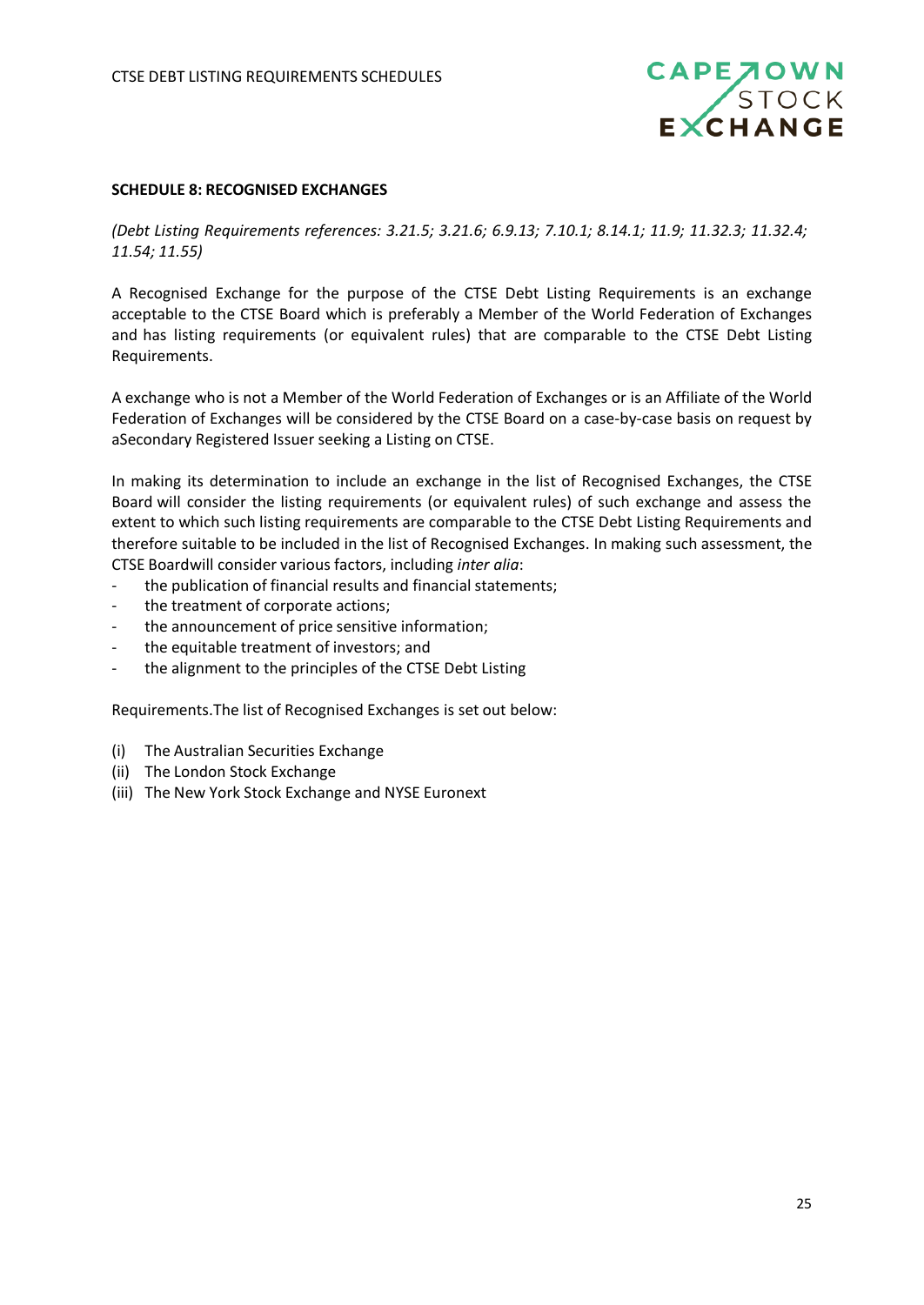**SCHEDULE 8: RECOGNISED EXCHANGES**

*(Debt Listing Requirements references: 3.21.5; 3.21.6; 6.9.13; 7.10.1; 8.14.1; 11.9; 11.32.3; 11.32.4; 11.54; 11.55)*

A Recognised Exchange for the purpose of the CTSE Debt Listing Requirements is an exchange acceptable to the CTSE Board which is preferably a Member of the World Federation of Exchanges and has listing requirements (or equivalent rules) that are comparable to the CTSE Debt Listing Requirements.

A exchange who is not a Member of the World Federation of Exchanges or is an Affiliate of the World Federation of Exchanges will be considered by the CTSE Board on a case-by-case basis on request by aSecondary Registered Issuer seeking a Listing on CTSE.

In making its determination to include an exchange in the list of Recognised Exchanges, the CTSE Board will consider the listing requirements (or equivalent rules) of such exchange and assess the extent to which such listing requirements are comparable to the CTSE Debt Listing Requirements and therefore suitable to be included in the list of Recognised Exchanges. In making such assessment, the CTSE Boardwill consider various factors, including *inter alia*:

- the publication of financial results and financial statements;
- the treatment of corporate actions;
- the announcement of price sensitive information;
- the equitable treatment of investors; and
- the alignment to the principles of the CTSE Debt Listing

Requirements.The list of Recognised Exchanges is set out below:

(i) The Australian Securities Exchange
(ii) The London Stock Exchange
(iii) The New York Stock Exchange and NYSE Euronext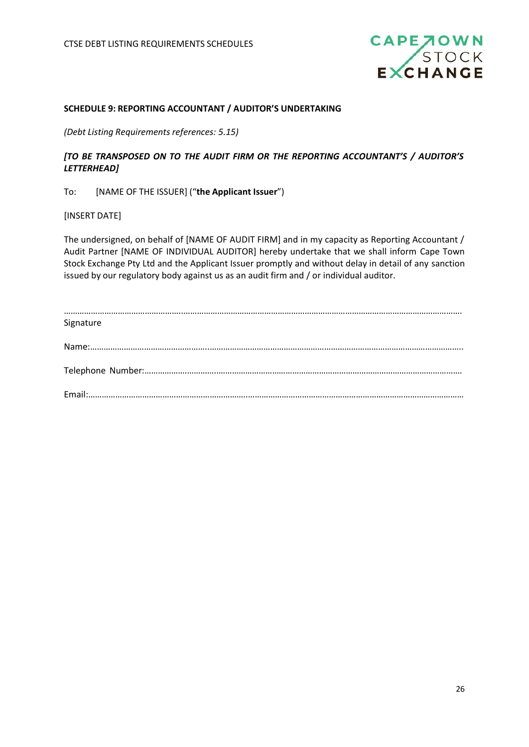### SCHEDULE 9: REPORTING ACCOUNTANT / AUDITOR'S UNDERTAKING

*(Debt Listing Requirements references: 5.15)*

***[TO BE TRANSPOSED ON TO THE AUDIT FIRM OR THE REPORTING ACCOUNTANT'S / AUDITOR'S LETTERHEAD]***

To: [NAME OF THE ISSUER] ("**the Applicant Issuer**")

[INSERT DATE]

The undersigned, on behalf of [NAME OF AUDIT FIRM] and in my capacity as Reporting Accountant / Audit Partner [NAME OF INDIVIDUAL AUDITOR] hereby undertake that we shall inform Cape Town Stock Exchange Pty Ltd and the Applicant Issuer promptly and without delay in detail of any sanction issued by our regulatory body against us as an audit firm and / or individual auditor.

……………………………………………………………………………………………………………………………………………

Signature

Name:……………………………………………………………………………………………………………………………………

Telephone Number:………………………………………………………………………………………………………………

Email:……………………………………………………………………………………………………………………………………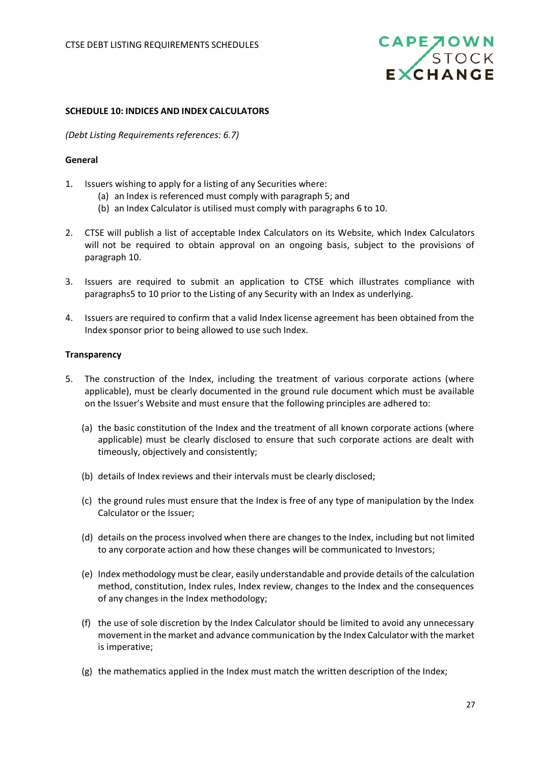## SCHEDULE 10: INDICES AND INDEX CALCULATORS

*(Debt Listing Requirements references: 6.7)*

### General

1. Issuers wishing to apply for a listing of any Securities where:
   (a) an Index is referenced must comply with paragraph 5; and
   (b) an Index Calculator is utilised must comply with paragraphs 6 to 10.

2. CTSE will publish a list of acceptable Index Calculators on its Website, which Index Calculators will not be required to obtain approval on an ongoing basis, subject to the provisions of paragraph 10.

3. Issuers are required to submit an application to CTSE which illustrates compliance with paragraphs5 to 10 prior to the Listing of any Security with an Index as underlying.

4. Issuers are required to confirm that a valid Index license agreement has been obtained from the Index sponsor prior to being allowed to use such Index.

### Transparency

5. The construction of the Index, including the treatment of various corporate actions (where applicable), must be clearly documented in the ground rule document which must be available on the Issuer's Website and must ensure that the following principles are adhered to:

   (a) the basic constitution of the Index and the treatment of all known corporate actions (where applicable) must be clearly disclosed to ensure that such corporate actions are dealt with timeously, objectively and consistently;

   (b) details of Index reviews and their intervals must be clearly disclosed;

   (c) the ground rules must ensure that the Index is free of any type of manipulation by the Index Calculator or the Issuer;

   (d) details on the process involved when there are changes to the Index, including but not limited to any corporate action and how these changes will be communicated to Investors;

   (e) Index methodology must be clear, easily understandable and provide details of the calculation method, constitution, Index rules, Index review, changes to the Index and the consequences of any changes in the Index methodology;

   (f) the use of sole discretion by the Index Calculator should be limited to avoid any unnecessary movement in the market and advance communication by the Index Calculator with the market is imperative;

   (g) the mathematics applied in the Index must match the written description of the Index;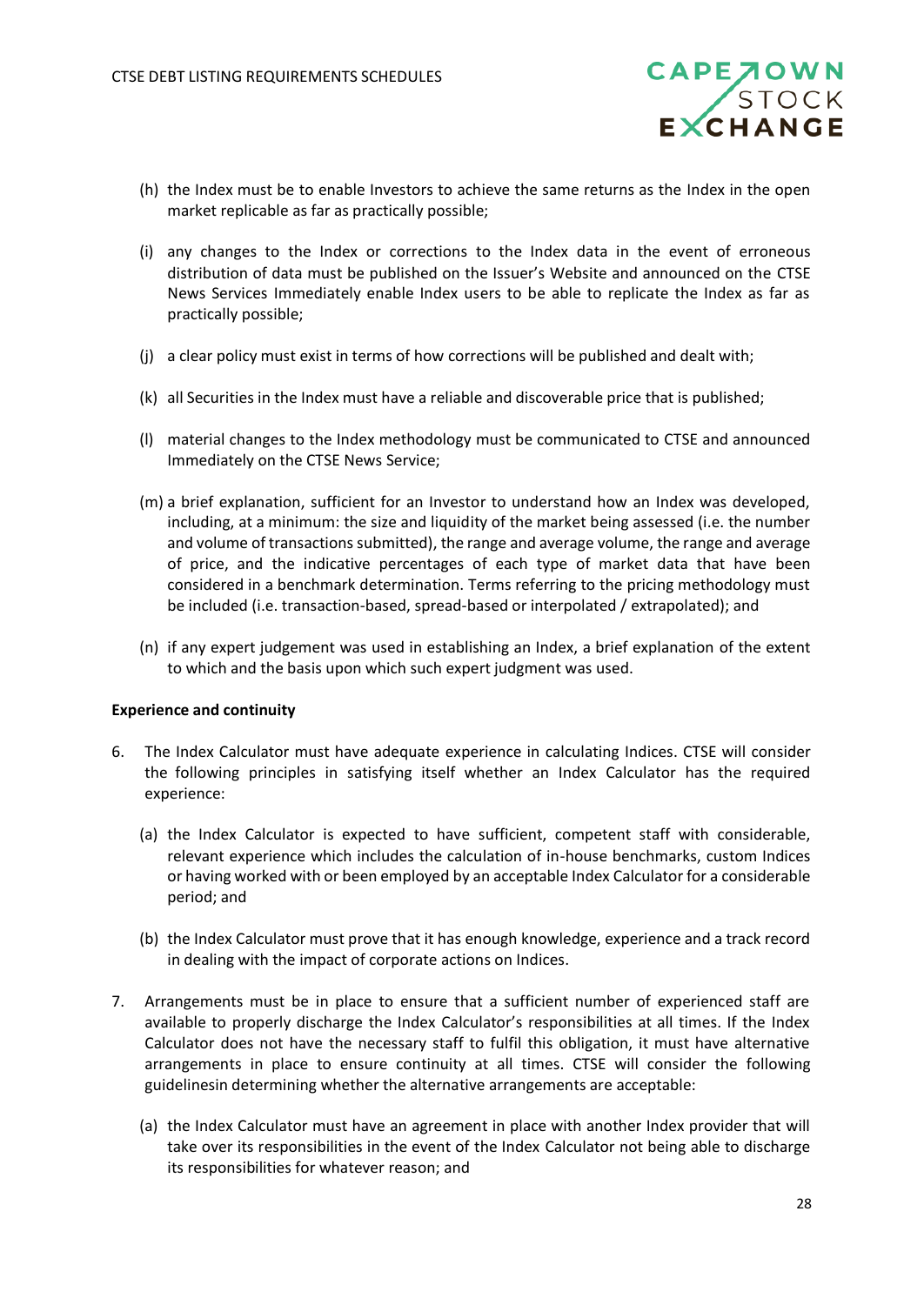(h) the Index must be to enable Investors to achieve the same returns as the Index in the open market replicable as far as practically possible;

(i) any changes to the Index or corrections to the Index data in the event of erroneous distribution of data must be published on the Issuer's Website and announced on the CTSE News Services Immediately enable Index users to be able to replicate the Index as far as practically possible;

(j) a clear policy must exist in terms of how corrections will be published and dealt with;

(k) all Securities in the Index must have a reliable and discoverable price that is published;

(l) material changes to the Index methodology must be communicated to CTSE and announced Immediately on the CTSE News Service;

(m) a brief explanation, sufficient for an Investor to understand how an Index was developed, including, at a minimum: the size and liquidity of the market being assessed (i.e. the number and volume of transactions submitted), the range and average volume, the range and average of price, and the indicative percentages of each type of market data that have been considered in a benchmark determination. Terms referring to the pricing methodology must be included (i.e. transaction-based, spread-based or interpolated / extrapolated); and

(n) if any expert judgement was used in establishing an Index, a brief explanation of the extent to which and the basis upon which such expert judgment was used.

**Experience and continuity**

6. The Index Calculator must have adequate experience in calculating Indices. CTSE will consider the following principles in satisfying itself whether an Index Calculator has the required experience:

   (a) the Index Calculator is expected to have sufficient, competent staff with considerable, relevant experience which includes the calculation of in-house benchmarks, custom Indices or having worked with or been employed by an acceptable Index Calculator for a considerable period; and

   (b) the Index Calculator must prove that it has enough knowledge, experience and a track record in dealing with the impact of corporate actions on Indices.

7. Arrangements must be in place to ensure that a sufficient number of experienced staff are available to properly discharge the Index Calculator's responsibilities at all times. If the Index Calculator does not have the necessary staff to fulfil this obligation, it must have alternative arrangements in place to ensure continuity at all times. CTSE will consider the following guidelinesin determining whether the alternative arrangements are acceptable:

   (a) the Index Calculator must have an agreement in place with another Index provider that will take over its responsibilities in the event of the Index Calculator not being able to discharge its responsibilities for whatever reason; and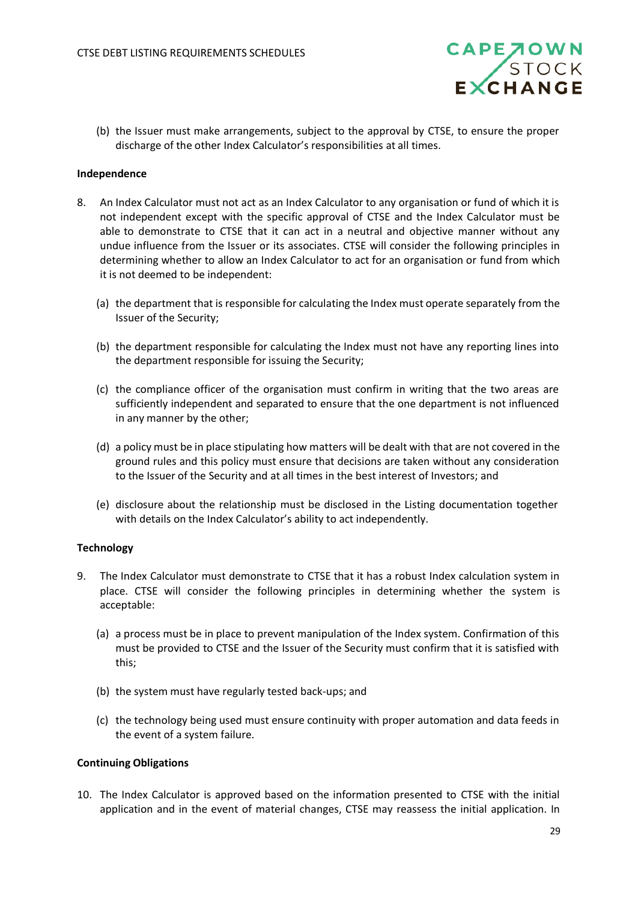(b) the Issuer must make arrangements, subject to the approval by CTSE, to ensure the proper discharge of the other Index Calculator's responsibilities at all times.

**Independence**

8. An Index Calculator must not act as an Index Calculator to any organisation or fund of which it is not independent except with the specific approval of CTSE and the Index Calculator must be able to demonstrate to CTSE that it can act in a neutral and objective manner without any undue influence from the Issuer or its associates. CTSE will consider the following principles in determining whether to allow an Index Calculator to act for an organisation or fund from which it is not deemed to be independent:

   (a) the department that is responsible for calculating the Index must operate separately from the Issuer of the Security;

   (b) the department responsible for calculating the Index must not have any reporting lines into the department responsible for issuing the Security;

   (c) the compliance officer of the organisation must confirm in writing that the two areas are sufficiently independent and separated to ensure that the one department is not influenced in any manner by the other;

   (d) a policy must be in place stipulating how matters will be dealt with that are not covered in the ground rules and this policy must ensure that decisions are taken without any consideration to the Issuer of the Security and at all times in the best interest of Investors; and

   (e) disclosure about the relationship must be disclosed in the Listing documentation together with details on the Index Calculator's ability to act independently.

**Technology**

9. The Index Calculator must demonstrate to CTSE that it has a robust Index calculation system in place. CTSE will consider the following principles in determining whether the system is acceptable:

   (a) a process must be in place to prevent manipulation of the Index system. Confirmation of this must be provided to CTSE and the Issuer of the Security must confirm that it is satisfied with this;

   (b) the system must have regularly tested back-ups; and

   (c) the technology being used must ensure continuity with proper automation and data feeds in the event of a system failure.

**Continuing Obligations**

10. The Index Calculator is approved based on the information presented to CTSE with the initial application and in the event of material changes, CTSE may reassess the initial application. In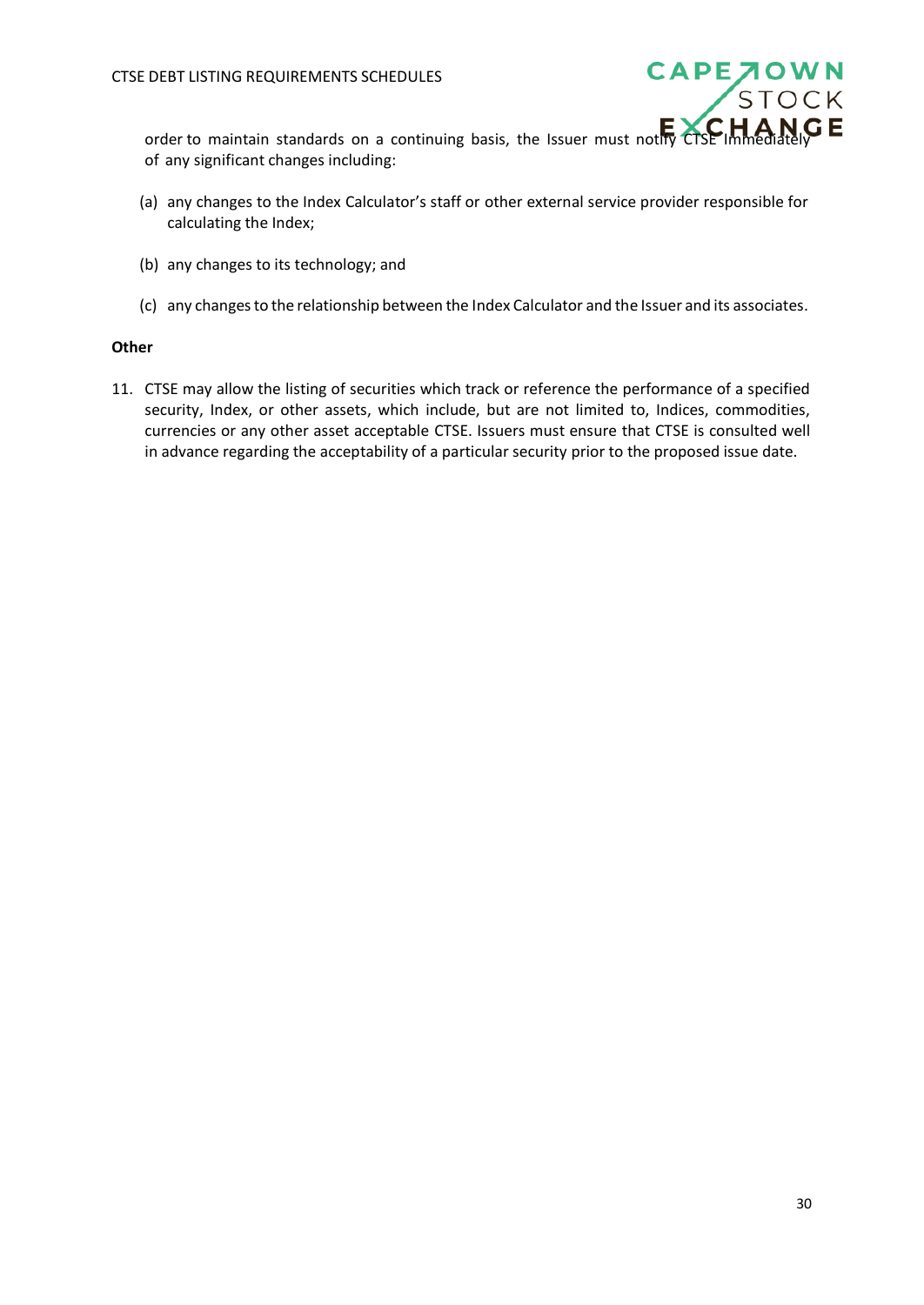order to maintain standards on a continuing basis, the Issuer must notify CTSE Immediately of any significant changes including:

(a) any changes to the Index Calculator's staff or other external service provider responsible for calculating the Index;

(b) any changes to its technology; and

(c) any changes to the relationship between the Index Calculator and the Issuer and its associates.

**Other**

11. CTSE may allow the listing of securities which track or reference the performance of a specified security, Index, or other assets, which include, but are not limited to, Indices, commodities, currencies or any other asset acceptable CTSE. Issuers must ensure that CTSE is consulted well in advance regarding the acceptability of a particular security prior to the proposed issue date.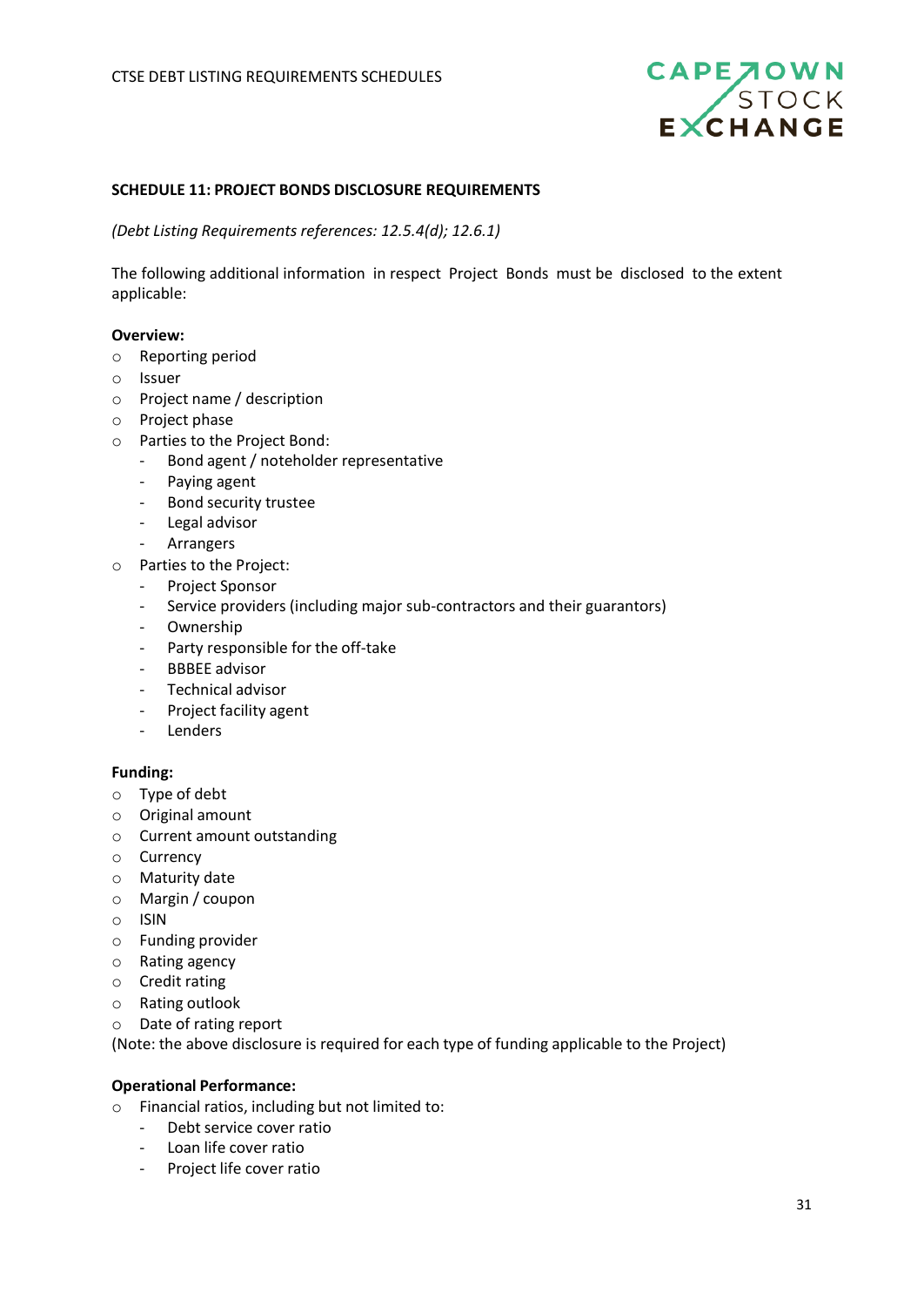## SCHEDULE 11: PROJECT BONDS DISCLOSURE REQUIREMENTS

*(Debt Listing Requirements references: 12.5.4(d); 12.6.1)*

The following additional information in respect Project Bonds must be disclosed to the extent applicable:

**Overview:**

- Reporting period
- Issuer
- Project name / description
- Project phase
- Parties to the Project Bond:
  - Bond agent / noteholder representative
  - Paying agent
  - Bond security trustee
  - Legal advisor
  - Arrangers
- Parties to the Project:
  - Project Sponsor
  - Service providers (including major sub-contractors and their guarantors)
  - Ownership
  - Party responsible for the off-take
  - BBBEE advisor
  - Technical advisor
  - Project facility agent
  - Lenders

**Funding:**

- Type of debt
- Original amount
- Current amount outstanding
- Currency
- Maturity date
- Margin / coupon
- ISIN
- Funding provider
- Rating agency
- Credit rating
- Rating outlook
- Date of rating report

(Note: the above disclosure is required for each type of funding applicable to the Project)

**Operational Performance:**

- Financial ratios, including but not limited to:
  - Debt service cover ratio
  - Loan life cover ratio
  - Project life cover ratio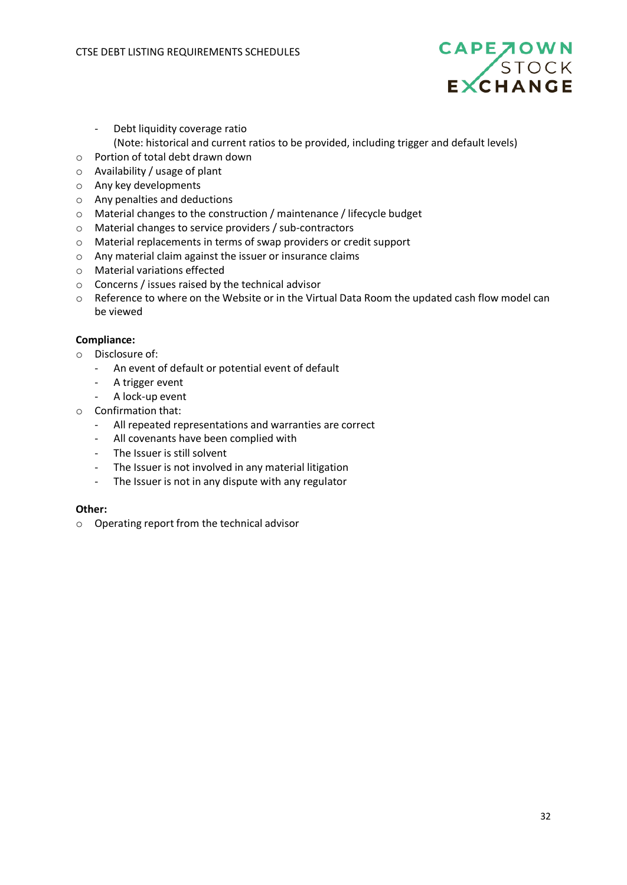- Debt liquidity coverage ratio
    (Note: historical and current ratios to be provided, including trigger and default levels)
- Portion of total debt drawn down
- Availability / usage of plant
- Any key developments
- Any penalties and deductions
- Material changes to the construction / maintenance / lifecycle budget
- Material changes to service providers / sub-contractors
- Material replacements in terms of swap providers or credit support
- Any material claim against the issuer or insurance claims
- Material variations effected
- Concerns / issues raised by the technical advisor
- Reference to where on the Website or in the Virtual Data Room the updated cash flow model can be viewed

**Compliance:**

- Disclosure of:
  - An event of default or potential event of default
  - A trigger event
  - A lock-up event
- Confirmation that:
  - All repeated representations and warranties are correct
  - All covenants have been complied with
  - The Issuer is still solvent
  - The Issuer is not involved in any material litigation
  - The Issuer is not in any dispute with any regulator

**Other:**

- Operating report from the technical advisor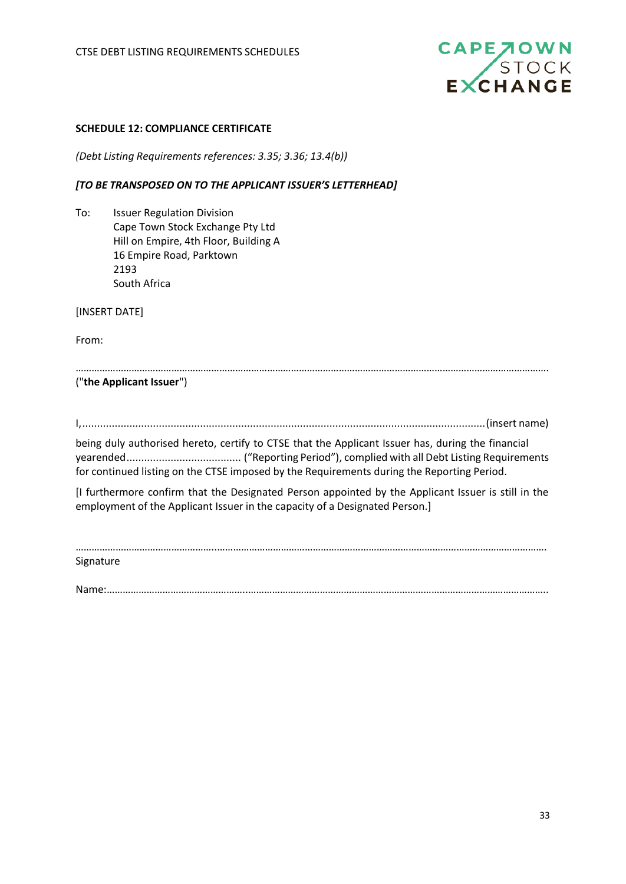## SCHEDULE 12: COMPLIANCE CERTIFICATE

*(Debt Listing Requirements references: 3.35; 3.36; 13.4(b))*

***[TO BE TRANSPOSED ON TO THE APPLICANT ISSUER'S LETTERHEAD]***

To: Issuer Regulation Division
Cape Town Stock Exchange Pty Ltd
Hill on Empire, 4th Floor, Building A
16 Empire Road, Parktown
2193
South Africa

[INSERT DATE]

From:

……………………………………………………………………………………………………………………………………………………

("**the Applicant Issuer**")

I,.........................................................................................................................................(insert name)

being duly authorised hereto, certify to CTSE that the Applicant Issuer has, during the financial yearended....................................... ("Reporting Period"), complied with all Debt Listing Requirements for continued listing on the CTSE imposed by the Requirements during the Reporting Period.

[I furthermore confirm that the Designated Person appointed by the Applicant Issuer is still in the employment of the Applicant Issuer in the capacity of a Designated Person.]

……………………………………………………………………………………………………………………………………………………

Signature

Name:……………………………………………………………………………………………………………………………………………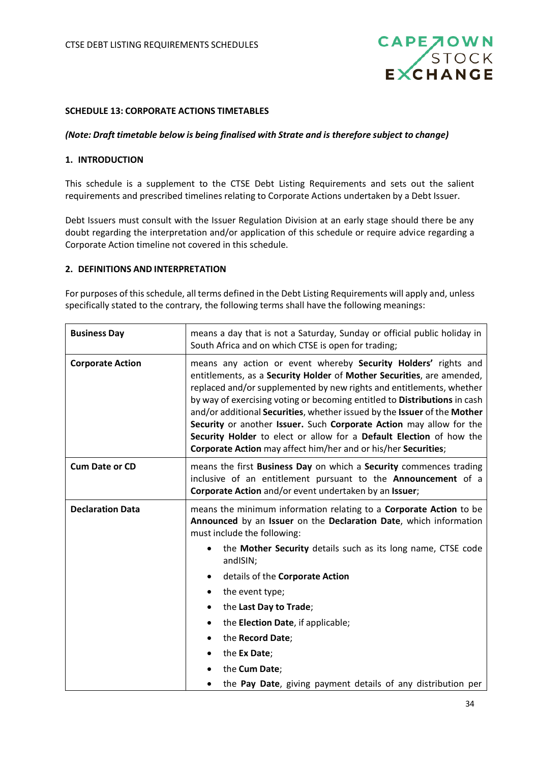**SCHEDULE 13: CORPORATE ACTIONS TIMETABLES**

***(Note: Draft timetable below is being finalised with Strate and is therefore subject to change)***

**1. INTRODUCTION**

This schedule is a supplement to the CTSE Debt Listing Requirements and sets out the salient requirements and prescribed timelines relating to Corporate Actions undertaken by a Debt Issuer.

Debt Issuers must consult with the Issuer Regulation Division at an early stage should there be any doubt regarding the interpretation and/or application of this schedule or require advice regarding a Corporate Action timeline not covered in this schedule.

**2. DEFINITIONS AND INTERPRETATION**

For purposes of this schedule, all terms defined in the Debt Listing Requirements will apply and, unless specifically stated to the contrary, the following terms shall have the following meanings:

| | |
|---|---|
| **Business Day** | means a day that is not a Saturday, Sunday or official public holiday in South Africa and on which CTSE is open for trading; |
| **Corporate Action** | means any action or event whereby **Security Holders'** rights and entitlements, as a **Security Holder** of **Mother Securities**, are amended, replaced and/or supplemented by new rights and entitlements, whether by way of exercising voting or becoming entitled to **Distributions** in cash and/or additional **Securities**, whether issued by the **Issuer** of the **Mother Security** or another **Issuer.** Such **Corporate Action** may allow for the **Security Holder** to elect or allow for a **Default Election** of how the **Corporate Action** may affect him/her and or his/her **Securities**; |
| **Cum Date or CD** | means the first **Business Day** on which a **Security** commences trading inclusive of an entitlement pursuant to the **Announcement** of a **Corporate Action** and/or event undertaken by an **Issuer**; |
| **Declaration Data** | means the minimum information relating to a **Corporate Action** to be **Announced** by an **Issuer** on the **Declaration Date**, which information must include the following:<br>• the **Mother Security** details such as its long name, CTSE code andISIN;<br>• details of the **Corporate Action**<br>• the event type;<br>• the **Last Day to Trade**;<br>• the **Election Date**, if applicable;<br>• the **Record Date**;<br>• the **Ex Date**;<br>• the **Cum Date**;<br>• the **Pay Date**, giving payment details of any distribution per |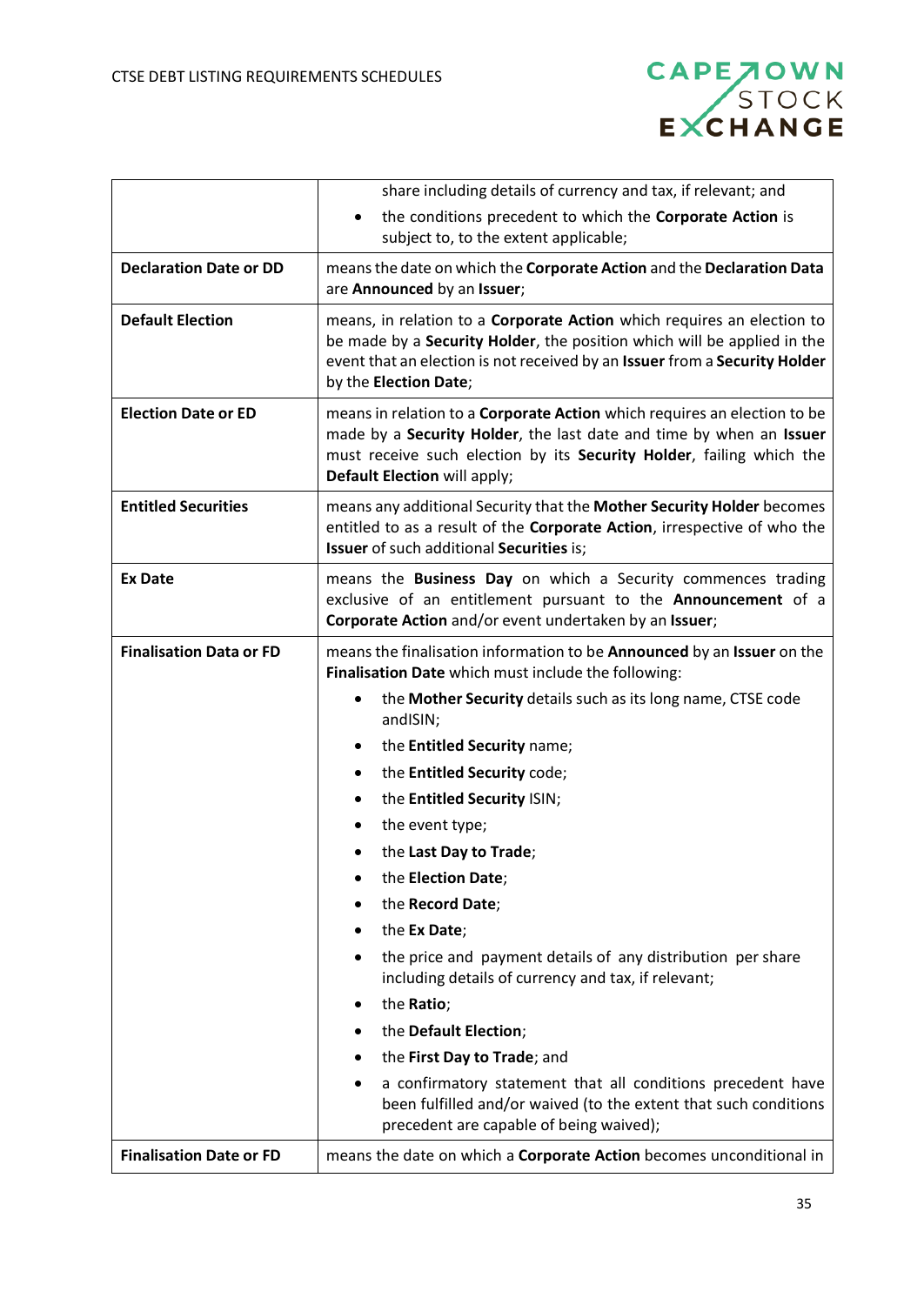| | |
|---|---|
| | share including details of currency and tax, if relevant; and<br>• the conditions precedent to which the **Corporate Action** is subject to, to the extent applicable; |
| **Declaration Date or DD** | means the date on which the **Corporate Action** and the **Declaration Data** are **Announced** by an **Issuer**; |
| **Default Election** | means, in relation to a **Corporate Action** which requires an election to be made by a **Security Holder**, the position which will be applied in the event that an election is not received by an **Issuer** from a **Security Holder** by the **Election Date**; |
| **Election Date or ED** | means in relation to a **Corporate Action** which requires an election to be made by a **Security Holder**, the last date and time by when an **Issuer** must receive such election by its **Security Holder**, failing which the **Default Election** will apply; |
| **Entitled Securities** | means any additional Security that the **Mother Security Holder** becomes entitled to as a result of the **Corporate Action**, irrespective of who the **Issuer** of such additional **Securities** is; |
| **Ex Date** | means the **Business Day** on which a Security commences trading exclusive of an entitlement pursuant to the **Announcement** of a **Corporate Action** and/or event undertaken by an **Issuer**; |
| **Finalisation Data or FD** | means the finalisation information to be **Announced** by an **Issuer** on the **Finalisation Date** which must include the following:<br>• the **Mother Security** details such as its long name, CTSE code andISIN;<br>• the **Entitled Security** name;<br>• the **Entitled Security** code;<br>• the **Entitled Security** ISIN;<br>• the event type;<br>• the **Last Day to Trade**;<br>• the **Election Date**;<br>• the **Record Date**;<br>• the **Ex Date**;<br>• the price and payment details of any distribution per share including details of currency and tax, if relevant;<br>• the **Ratio**;<br>• the **Default Election**;<br>• the **First Day to Trade**; and<br>• a confirmatory statement that all conditions precedent have been fulfilled and/or waived (to the extent that such conditions precedent are capable of being waived); |
| **Finalisation Date or FD** | means the date on which a **Corporate Action** becomes unconditional in |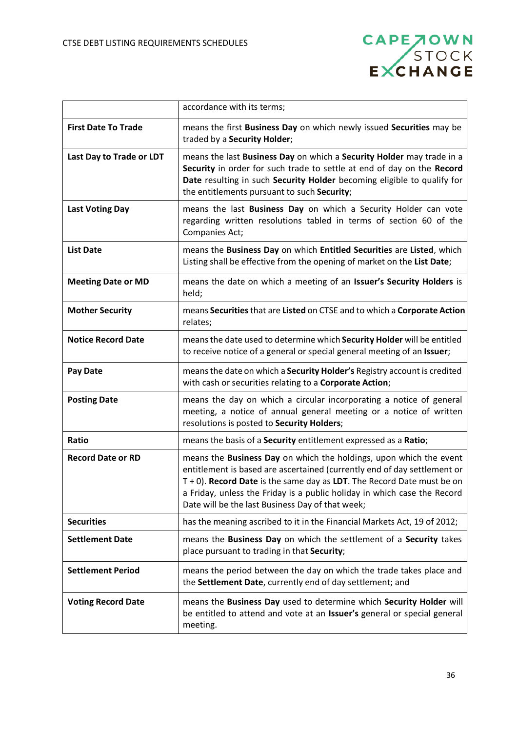| | |
|---|---|
| | accordance with its terms; |
| **First Date To Trade** | means the first **Business Day** on which newly issued **Securities** may be traded by a **Security Holder**; |
| **Last Day to Trade or LDT** | means the last **Business Day** on which a **Security Holder** may trade in a **Security** in order for such trade to settle at end of day on the **Record Date** resulting in such **Security Holder** becoming eligible to qualify for the entitlements pursuant to such **Security**; |
| **Last Voting Day** | means the last **Business Day** on which a Security Holder can vote regarding written resolutions tabled in terms of section 60 of the Companies Act; |
| **List Date** | means the **Business Day** on which **Entitled Securities** are **Listed**, which Listing shall be effective from the opening of market on the **List Date**; |
| **Meeting Date or MD** | means the date on which a meeting of an **Issuer's Security Holders** is held; |
| **Mother Security** | means **Securities** that are **Listed** on CTSE and to which a **Corporate Action** relates; |
| **Notice Record Date** | means the date used to determine which **Security Holder** will be entitled to receive notice of a general or special general meeting of an **Issuer**; |
| **Pay Date** | means the date on which a **Security Holder's** Registry account is credited with cash or securities relating to a **Corporate Action**; |
| **Posting Date** | means the day on which a circular incorporating a notice of general meeting, a notice of annual general meeting or a notice of written resolutions is posted to **Security Holders**; |
| **Ratio** | means the basis of a **Security** entitlement expressed as a **Ratio**; |
| **Record Date or RD** | means the **Business Day** on which the holdings, upon which the event entitlement is based are ascertained (currently end of day settlement or T + 0). **Record Date** is the same day as **LDT**. The Record Date must be on a Friday, unless the Friday is a public holiday in which case the Record Date will be the last Business Day of that week; |
| **Securities** | has the meaning ascribed to it in the Financial Markets Act, 19 of 2012; |
| **Settlement Date** | means the **Business Day** on which the settlement of a **Security** takes place pursuant to trading in that **Security**; |
| **Settlement Period** | means the period between the day on which the trade takes place and the **Settlement Date**, currently end of day settlement; and |
| **Voting Record Date** | means the **Business Day** used to determine which **Security Holder** will be entitled to attend and vote at an **Issuer's** general or special general meeting. |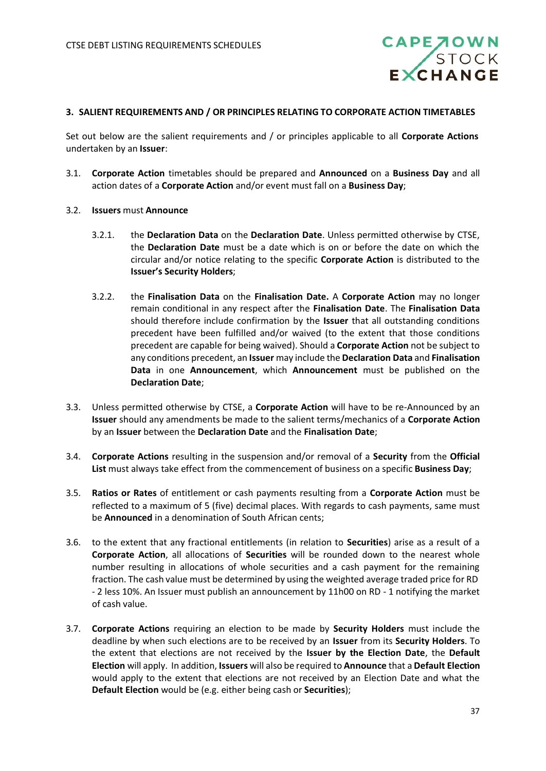### 3. SALIENT REQUIREMENTS AND / OR PRINCIPLES RELATING TO CORPORATE ACTION TIMETABLES

Set out below are the salient requirements and / or principles applicable to all **Corporate Actions** undertaken by an **Issuer**:

3.1. **Corporate Action** timetables should be prepared and **Announced** on a **Business Day** and all action dates of a **Corporate Action** and/or event must fall on a **Business Day**;

3.2. **Issuers** must **Announce**

3.2.1. the **Declaration Data** on the **Declaration Date**. Unless permitted otherwise by CTSE, the **Declaration Date** must be a date which is on or before the date on which the circular and/or notice relating to the specific **Corporate Action** is distributed to the **Issuer's Security Holders**;

3.2.2. the **Finalisation Data** on the **Finalisation Date.** A **Corporate Action** may no longer remain conditional in any respect after the **Finalisation Date**. The **Finalisation Data** should therefore include confirmation by the **Issuer** that all outstanding conditions precedent have been fulfilled and/or waived (to the extent that those conditions precedent are capable for being waived). Should a **Corporate Action** not be subject to any conditions precedent, an **Issuer** may include the **Declaration Data** and **Finalisation Data** in one **Announcement**, which **Announcement** must be published on the **Declaration Date**;

3.3. Unless permitted otherwise by CTSE, a **Corporate Action** will have to be re-Announced by an **Issuer** should any amendments be made to the salient terms/mechanics of a **Corporate Action** by an **Issuer** between the **Declaration Date** and the **Finalisation Date**;

3.4. **Corporate Actions** resulting in the suspension and/or removal of a **Security** from the **Official List** must always take effect from the commencement of business on a specific **Business Day**;

3.5. **Ratios or Rates** of entitlement or cash payments resulting from a **Corporate Action** must be reflected to a maximum of 5 (five) decimal places. With regards to cash payments, same must be **Announced** in a denomination of South African cents;

3.6. to the extent that any fractional entitlements (in relation to **Securities**) arise as a result of a **Corporate Action**, all allocations of **Securities** will be rounded down to the nearest whole number resulting in allocations of whole securities and a cash payment for the remaining fraction. The cash value must be determined by using the weighted average traded price for RD - 2 less 10%. An Issuer must publish an announcement by 11h00 on RD - 1 notifying the market of cash value.

3.7. **Corporate Actions** requiring an election to be made by **Security Holders** must include the deadline by when such elections are to be received by an **Issuer** from its **Security Holders**. To the extent that elections are not received by the **Issuer by the Election Date**, the **Default Election** will apply. In addition, **Issuers** will also be required to **Announce** that a **Default Election** would apply to the extent that elections are not received by an Election Date and what the **Default Election** would be (e.g. either being cash or **Securities**);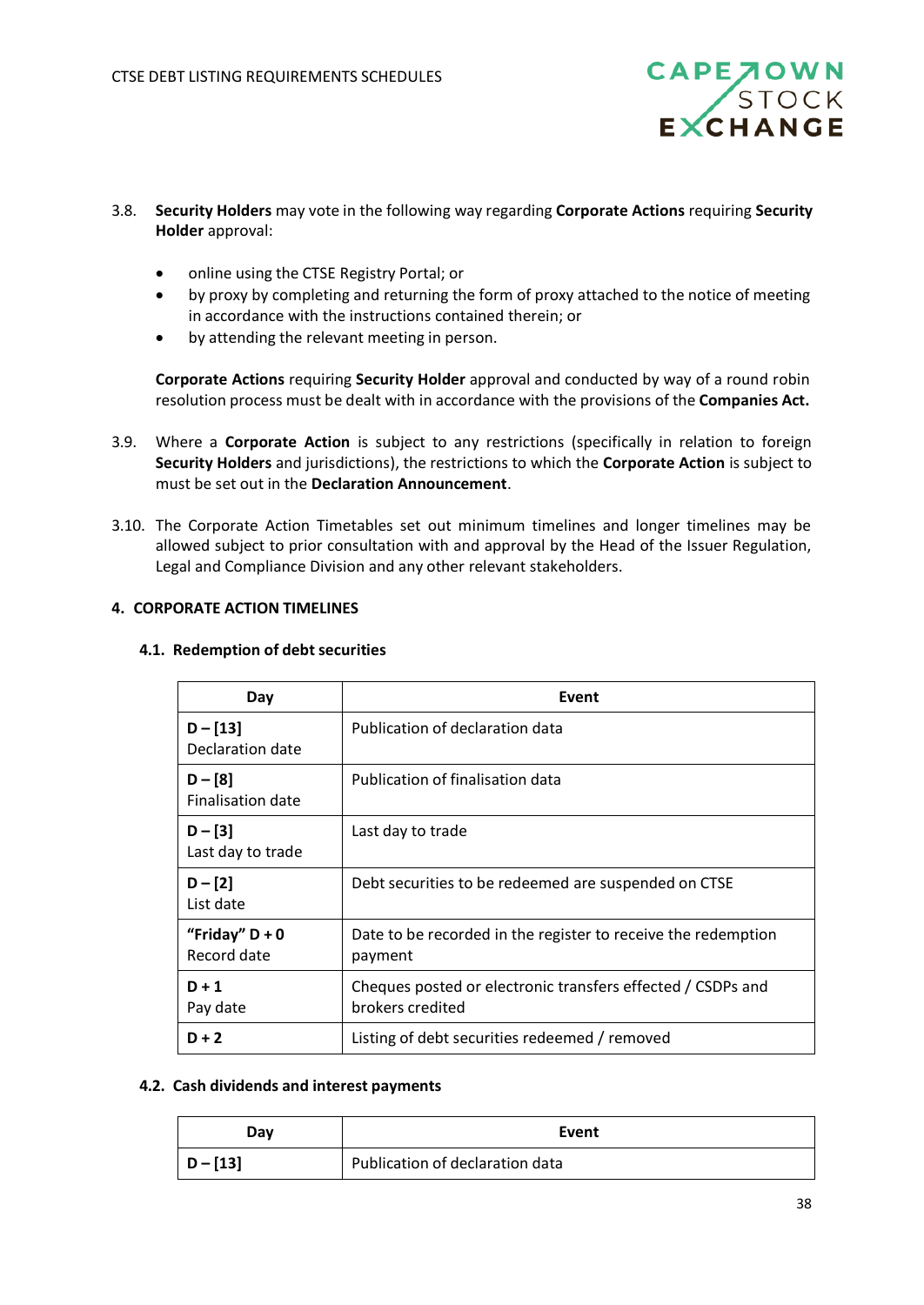3.8. **Security Holders** may vote in the following way regarding **Corporate Actions** requiring **Security Holder** approval:

- online using the CTSE Registry Portal; or
- by proxy by completing and returning the form of proxy attached to the notice of meeting in accordance with the instructions contained therein; or
- by attending the relevant meeting in person.

**Corporate Actions** requiring **Security Holder** approval and conducted by way of a round robin resolution process must be dealt with in accordance with the provisions of the **Companies Act.**

3.9. Where a **Corporate Action** is subject to any restrictions (specifically in relation to foreign **Security Holders** and jurisdictions), the restrictions to which the **Corporate Action** is subject to must be set out in the **Declaration Announcement**.

3.10. The Corporate Action Timetables set out minimum timelines and longer timelines may be allowed subject to prior consultation with and approval by the Head of the Issuer Regulation, Legal and Compliance Division and any other relevant stakeholders.

## 4. CORPORATE ACTION TIMELINES

### 4.1. Redemption of debt securities

| Day | Event |
|---|---|
| **D – [13]**<br>Declaration date | Publication of declaration data |
| **D – [8]**<br>Finalisation date | Publication of finalisation data |
| **D – [3]**<br>Last day to trade | Last day to trade |
| **D – [2]**<br>List date | Debt securities to be redeemed are suspended on CTSE |
| **"Friday" D + 0**<br>Record date | Date to be recorded in the register to receive the redemption payment |
| **D + 1**<br>Pay date | Cheques posted or electronic transfers effected / CSDPs and brokers credited |
| **D + 2** | Listing of debt securities redeemed / removed |

### 4.2. Cash dividends and interest payments

| Day | Event |
|---|---|
| **D – [13]** | Publication of declaration data |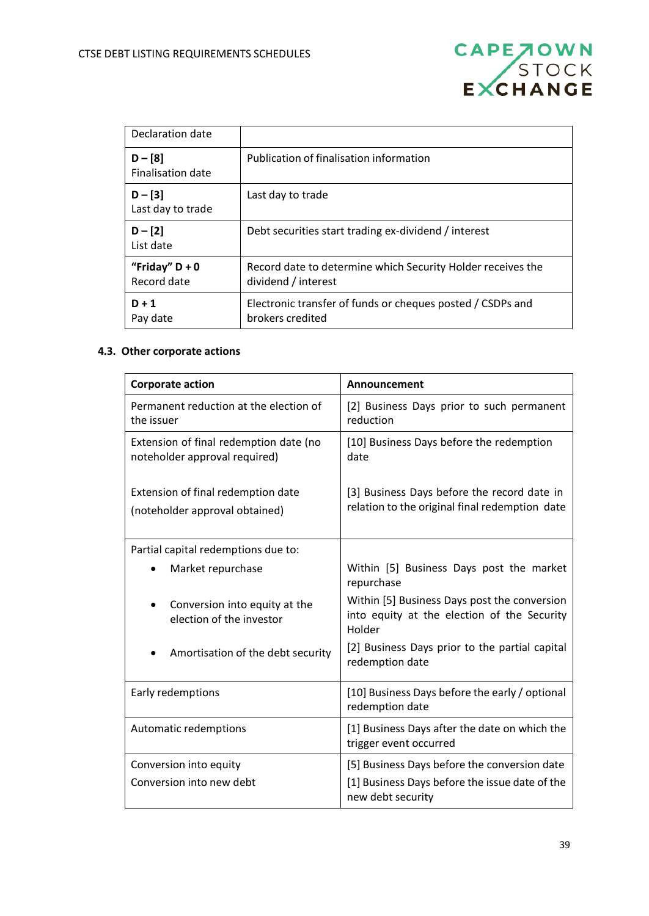| Declaration date | |
|---|---|
| **D – [8]** Finalisation date | Publication of finalisation information |
| **D – [3]** Last day to trade | Last day to trade |
| **D – [2]** List date | Debt securities start trading ex-dividend / interest |
| **"Friday" D + 0** Record date | Record date to determine which Security Holder receives the dividend / interest |
| **D + 1** Pay date | Electronic transfer of funds or cheques posted / CSDPs and brokers credited |

### 4.3. Other corporate actions

| Corporate action | Announcement |
|---|---|
| Permanent reduction at the election of the issuer | [2] Business Days prior to such permanent reduction |
| Extension of final redemption date (no noteholder approval required)<br><br>Extension of final redemption date (noteholder approval obtained) | [10] Business Days before the redemption date<br><br>[3] Business Days before the record date in relation to the original final redemption date |
| Partial capital redemptions due to:<br>• Market repurchase<br>• Conversion into equity at the election of the investor<br>• Amortisation of the debt security | Within [5] Business Days post the market repurchase<br>Within [5] Business Days post the conversion into equity at the election of the Security Holder<br>[2] Business Days prior to the partial capital redemption date |
| Early redemptions | [10] Business Days before the early / optional redemption date |
| Automatic redemptions | [1] Business Days after the date on which the trigger event occurred |
| Conversion into equity<br>Conversion into new debt | [5] Business Days before the conversion date<br>[1] Business Days before the issue date of the new debt security |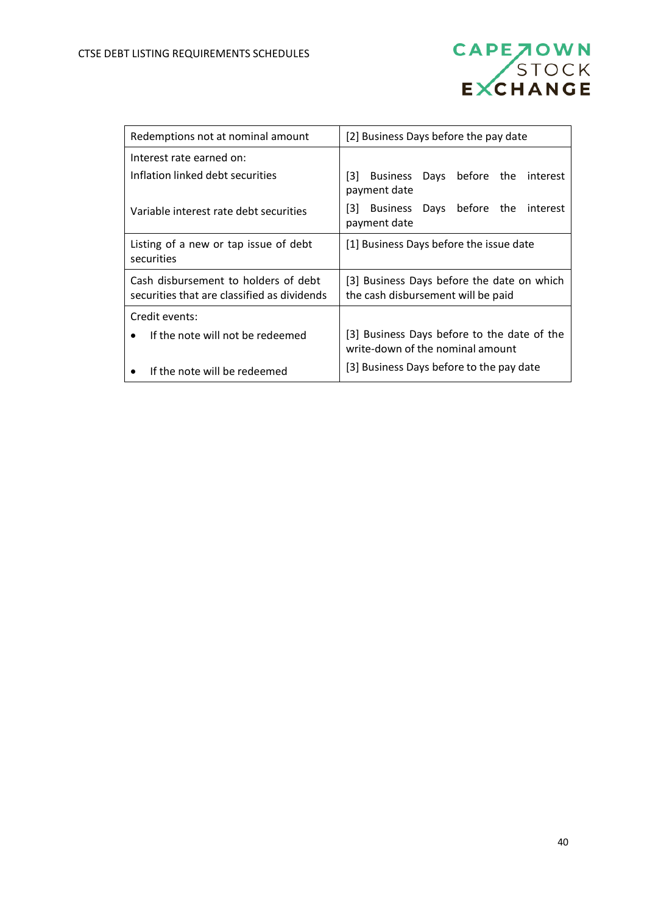| Redemptions not at nominal amount | [2] Business Days before the pay date |
|---|---|
| Interest rate earned on:<br>Inflation linked debt securities<br>Variable interest rate debt securities | <br>[3] Business Days before the interest payment date<br>[3] Business Days before the interest payment date |
| Listing of a new or tap issue of debt securities | [1] Business Days before the issue date |
| Cash disbursement to holders of debt securities that are classified as dividends | [3] Business Days before the date on which the cash disbursement will be paid |
| Credit events:<br>• If the note will not be redeemed<br>• If the note will be redeemed | <br>[3] Business Days before to the date of the write-down of the nominal amount<br>[3] Business Days before to the pay date |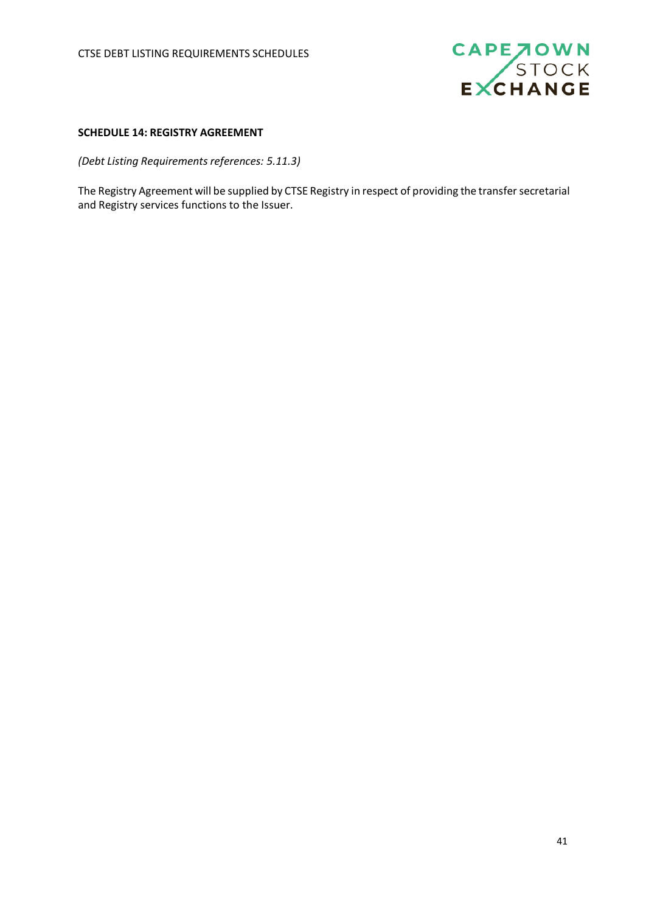## SCHEDULE 14: REGISTRY AGREEMENT

*(Debt Listing Requirements references: 5.11.3)*

The Registry Agreement will be supplied by CTSE Registry in respect of providing the transfer secretarial and Registry services functions to the Issuer.